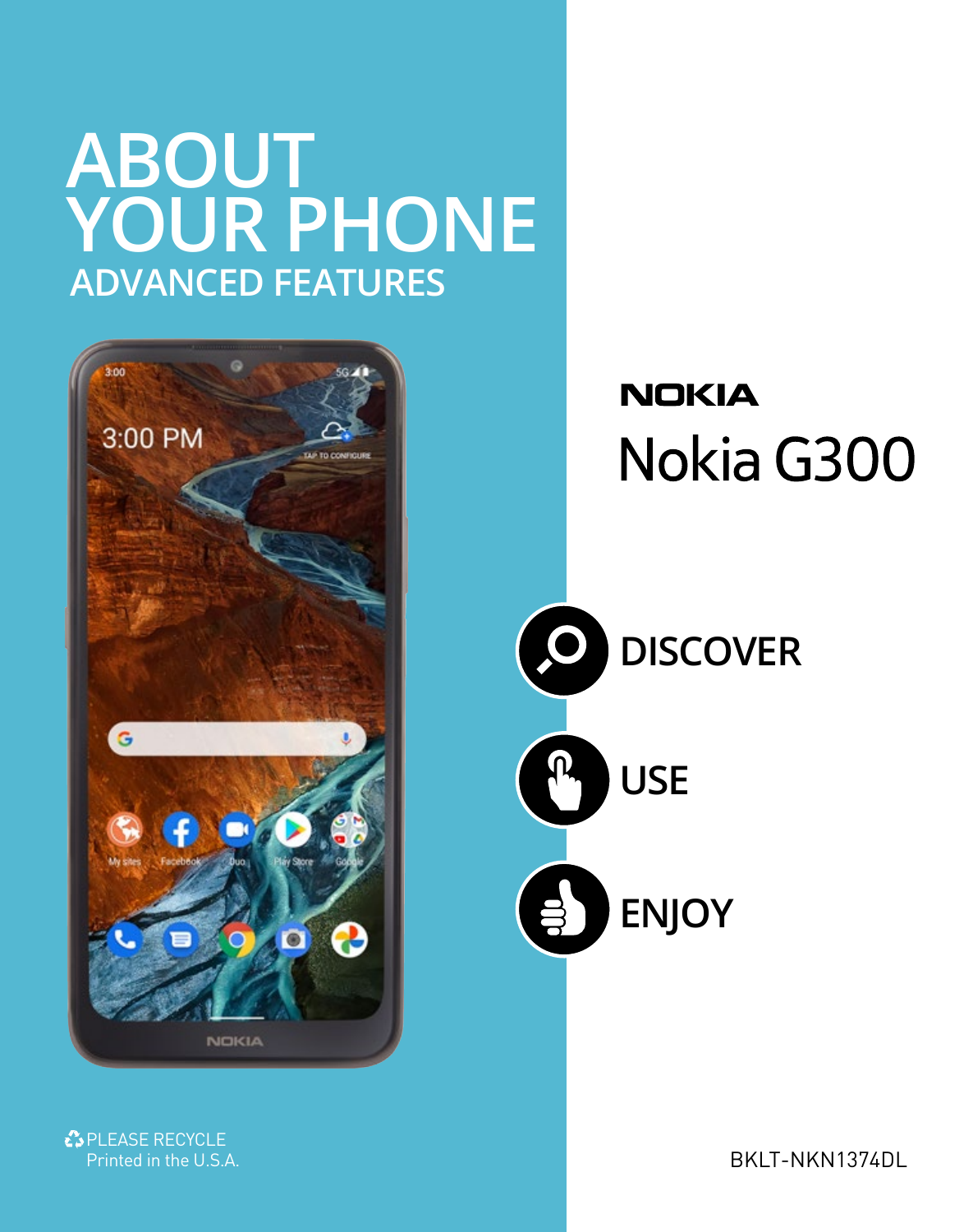# ABOUT YOUR PHONE

## ADVANCED FEATURES

NOKIA

# Nokia G300

DISCOVER

USE

ENJOY

PLEASE RECYCLE
Printed in the U.S.A.

BKLT-NKN1374DL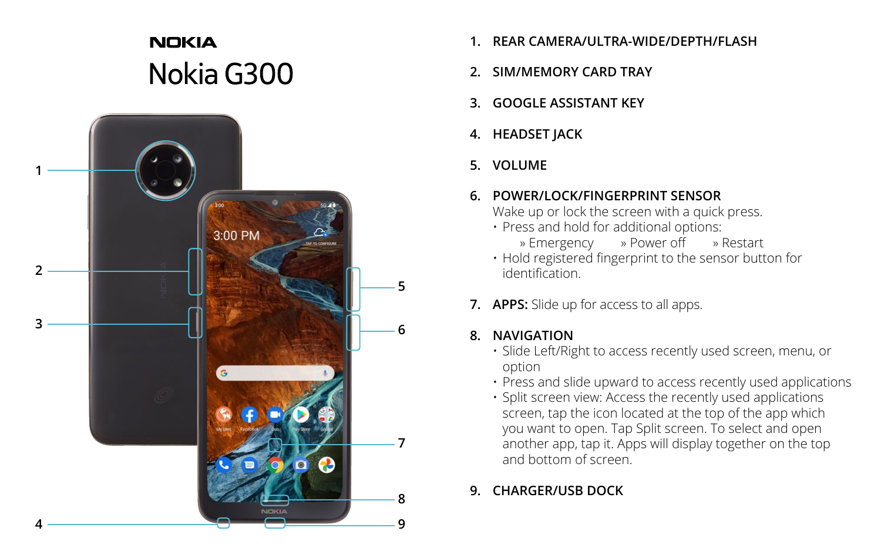NOKIA

# Nokia G300

1. **REAR CAMERA/ULTRA-WIDE/DEPTH/FLASH**

2. **SIM/MEMORY CARD TRAY**

3. **GOOGLE ASSISTANT KEY**

4. **HEADSET JACK**

5. **VOLUME**

6. **POWER/LOCK/FINGERPRINT SENSOR**
   Wake up or lock the screen with a quick press.
   - Press and hold for additional options:
     » Emergency » Power off » Restart
   - Hold registered fingerprint to the sensor button for identification.

7. **APPS:** Slide up for access to all apps.

8. **NAVIGATION**
   - Slide Left/Right to access recently used screen, menu, or option
   - Press and slide upward to access recently used applications
   - Split screen view: Access the recently used applications screen, tap the icon located at the top of the app which you want to open. Tap Split screen. To select and open another app, tap it. Apps will display together on the top and bottom of screen.

9. **CHARGER/USB DOCK**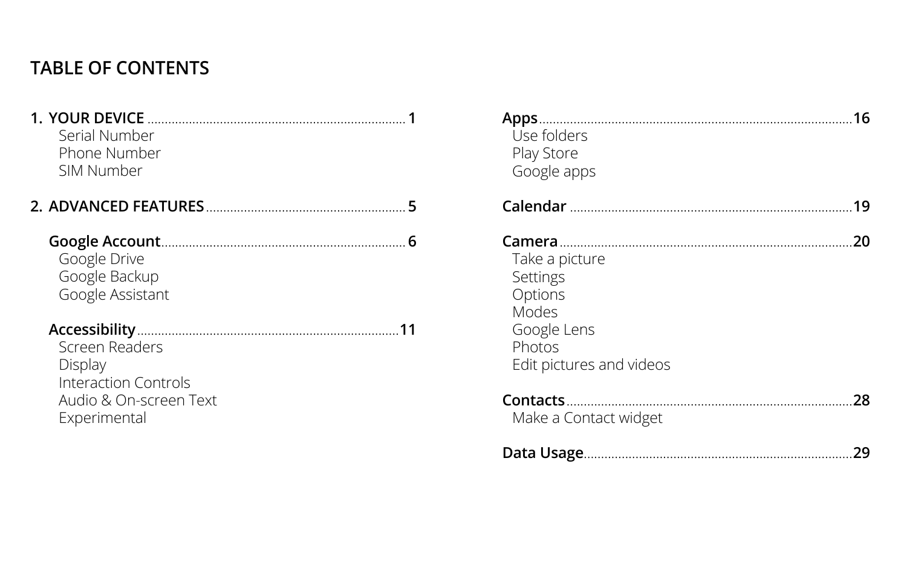# TABLE OF CONTENTS

**1. YOUR DEVICE** .......... **1**
- Serial Number
- Phone Number
- SIM Number

**2. ADVANCED FEATURES** .......... **5**

**Google Account** .......... **6**
- Google Drive
- Google Backup
- Google Assistant

**Accessibility** .......... **11**
- Screen Readers
- Display
- Interaction Controls
- Audio & On-screen Text
- Experimental

**Apps** .......... **16**
- Use folders
- Play Store
- Google apps

**Calendar** .......... **19**

**Camera** .......... **20**
- Take a picture
- Settings
- Options
- Modes
- Google Lens
- Photos
- Edit pictures and videos

**Contacts** .......... **28**
- Make a Contact widget

**Data Usage** .......... **29**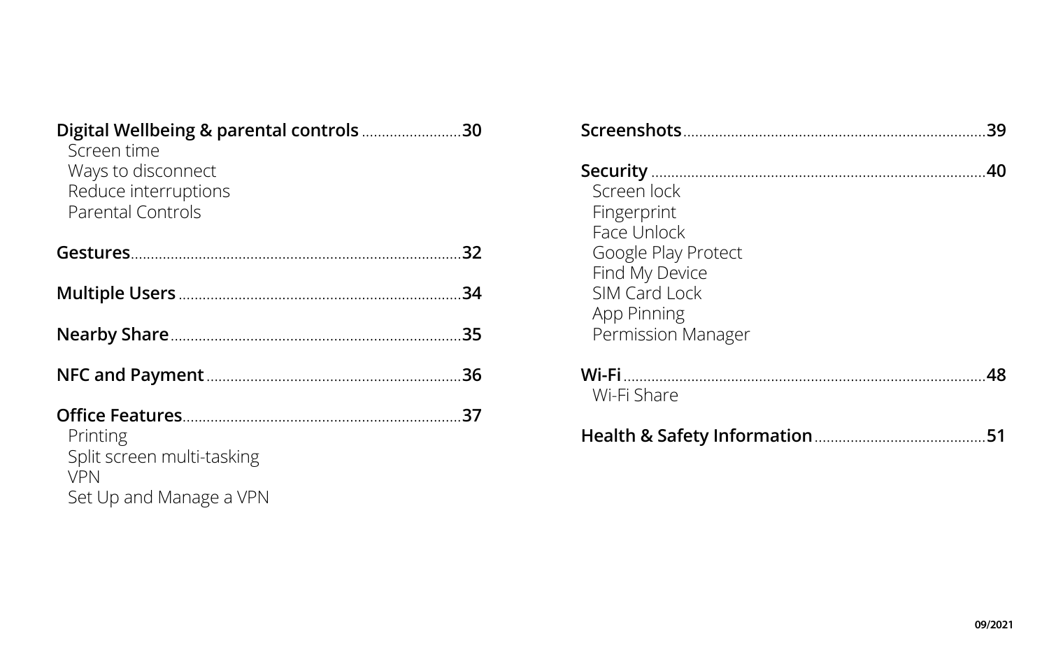**Digital Wellbeing & parental controls** ........................ 30
- Screen time
- Ways to disconnect
- Reduce interruptions
- Parental Controls

**Gestures** ........................ 32

**Multiple Users** ........................ 34

**Nearby Share** ........................ 35

**NFC and Payment** ........................ 36

**Office Features** ........................ 37
- Printing
- Split screen multi-tasking
- VPN
- Set Up and Manage a VPN

**Screenshots** ........................ 39

**Security** ........................ 40
- Screen lock
- Fingerprint
- Face Unlock
- Google Play Protect
- Find My Device
- SIM Card Lock
- App Pinning
- Permission Manager

**Wi-Fi** ........................ 48
- Wi-Fi Share

**Health & Safety Information** ........................ 51

09/2021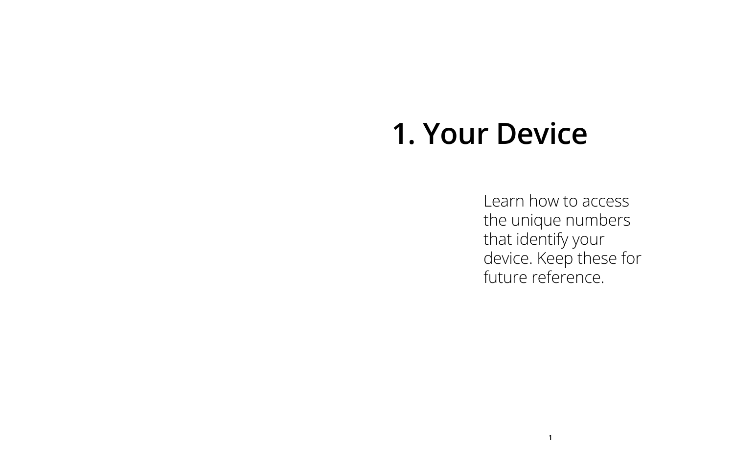# 1. Your Device

Learn how to access the unique numbers that identify your device. Keep these for future reference.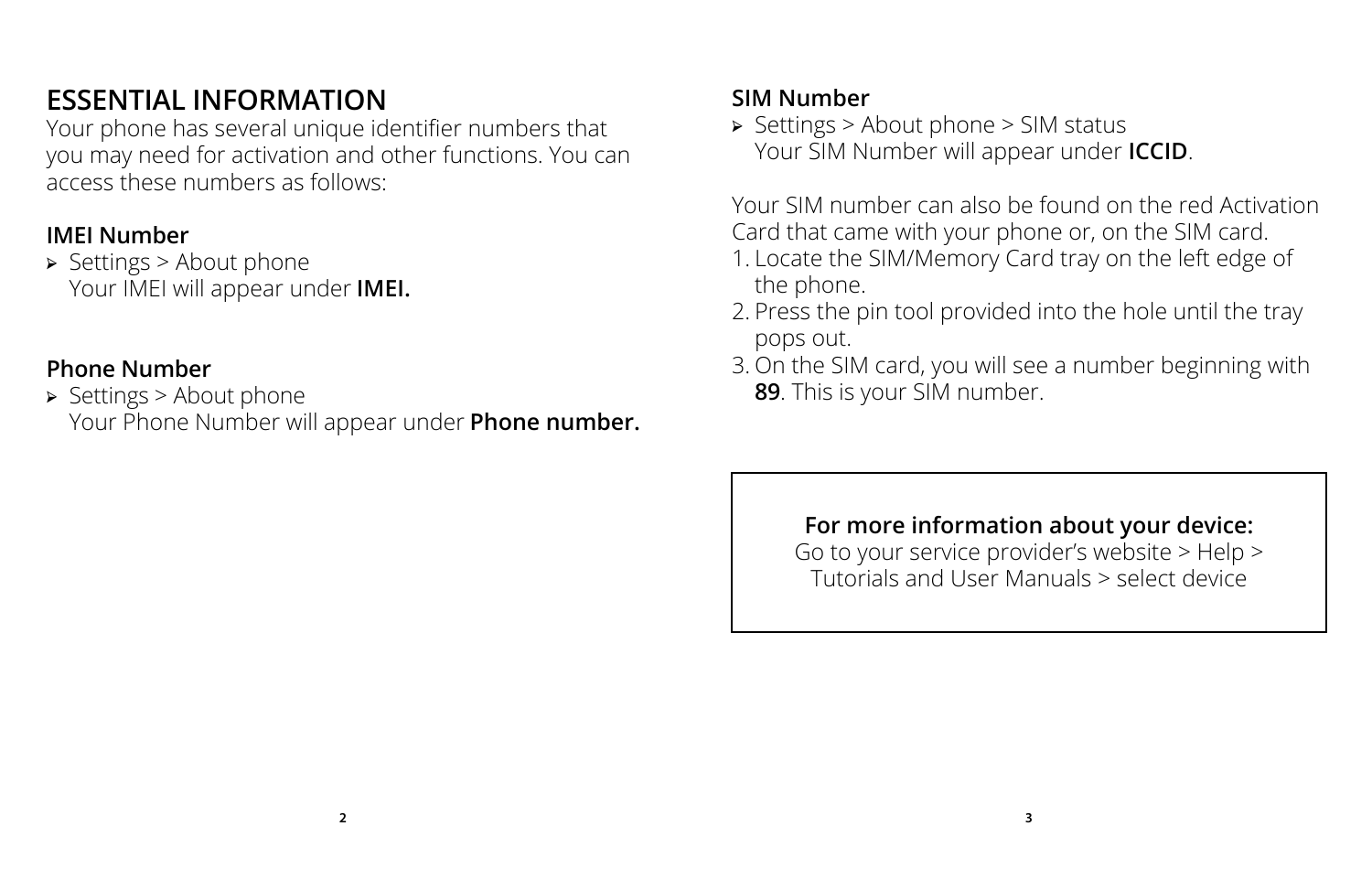# ESSENTIAL INFORMATION

Your phone has several unique identifier numbers that you may need for activation and other functions. You can access these numbers as follows:

## IMEI Number

- Settings > About phone
  Your IMEI will appear under **IMEI.**

## Phone Number

- Settings > About phone
  Your Phone Number will appear under **Phone number.**

## SIM Number

- Settings > About phone > SIM status
  Your SIM Number will appear under **ICCID**.

Your SIM number can also be found on the red Activation Card that came with your phone or, on the SIM card.

1. Locate the SIM/Memory Card tray on the left edge of the phone.
2. Press the pin tool provided into the hole until the tray pops out.
3. On the SIM card, you will see a number beginning with **89**. This is your SIM number.

**For more information about your device:**
Go to your service provider's website > Help > Tutorials and User Manuals > select device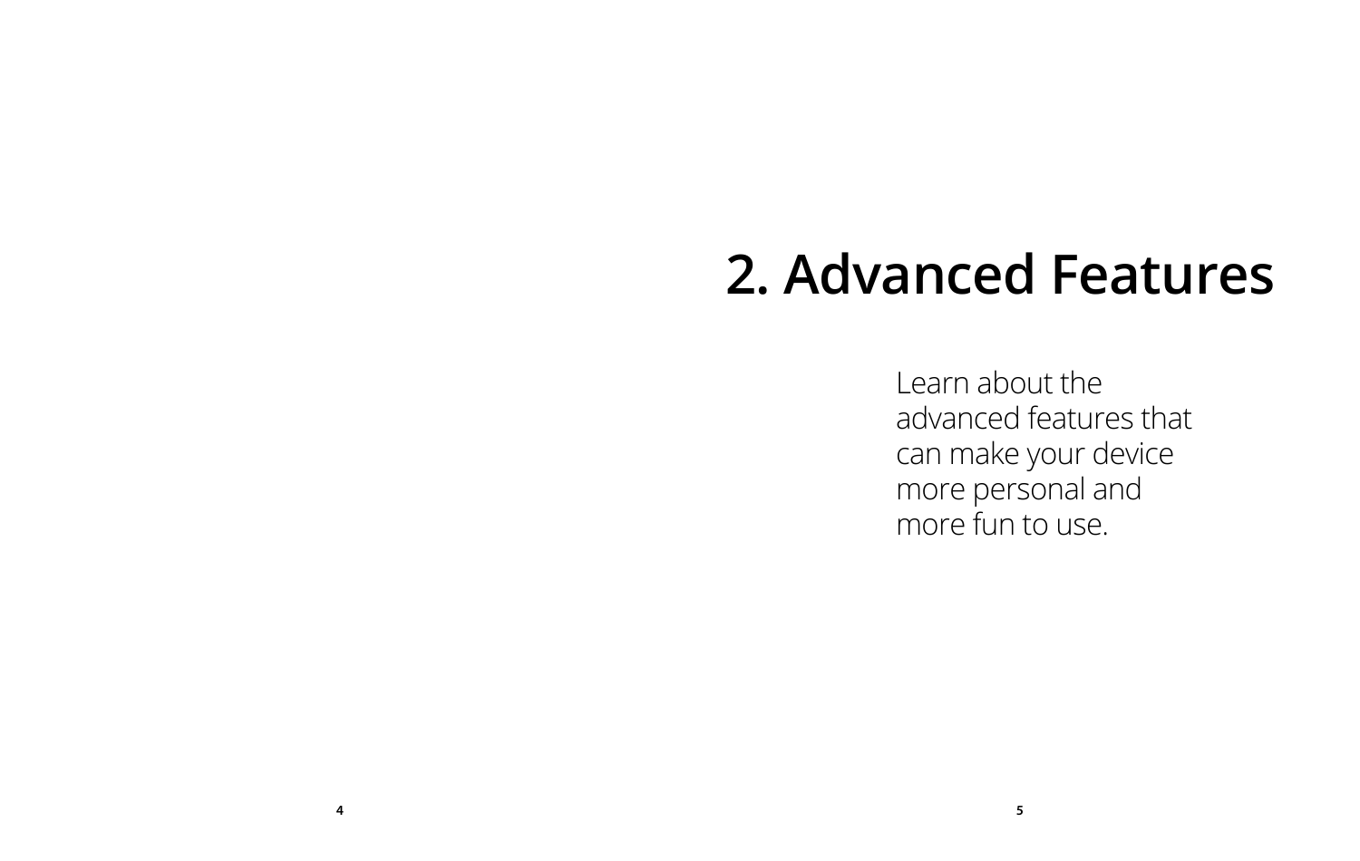# 2. Advanced Features

Learn about the advanced features that can make your device more personal and more fun to use.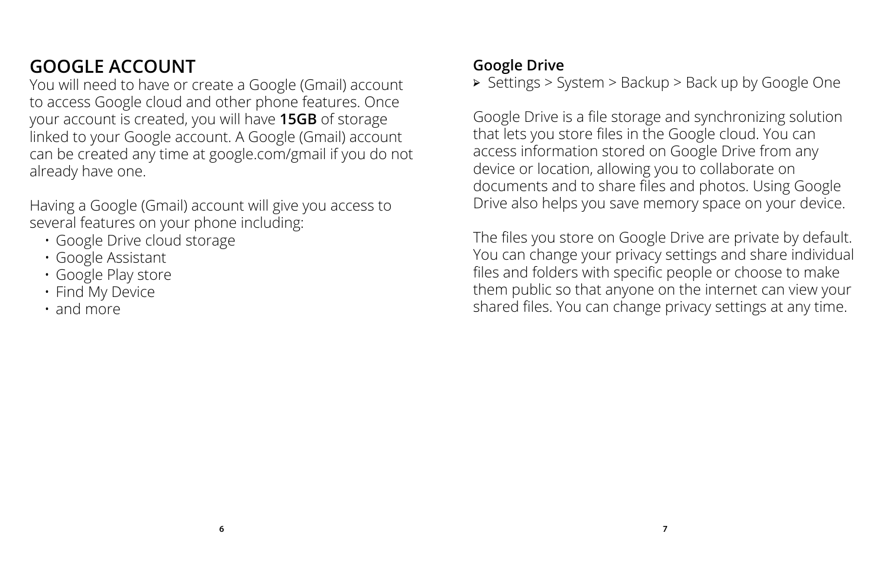## GOOGLE ACCOUNT

You will need to have or create a Google (Gmail) account to access Google cloud and other phone features. Once your account is created, you will have **15GB** of storage linked to your Google account. A Google (Gmail) account can be created any time at google.com/gmail if you do not already have one.

Having a Google (Gmail) account will give you access to several features on your phone including:

- Google Drive cloud storage
- Google Assistant
- Google Play store
- Find My Device
- and more

### Google Drive

➢ Settings > System > Backup > Back up by Google One

Google Drive is a file storage and synchronizing solution that lets you store files in the Google cloud. You can access information stored on Google Drive from any device or location, allowing you to collaborate on documents and to share files and photos. Using Google Drive also helps you save memory space on your device.

The files you store on Google Drive are private by default. You can change your privacy settings and share individual files and folders with specific people or choose to make them public so that anyone on the internet can view your shared files. You can change privacy settings at any time.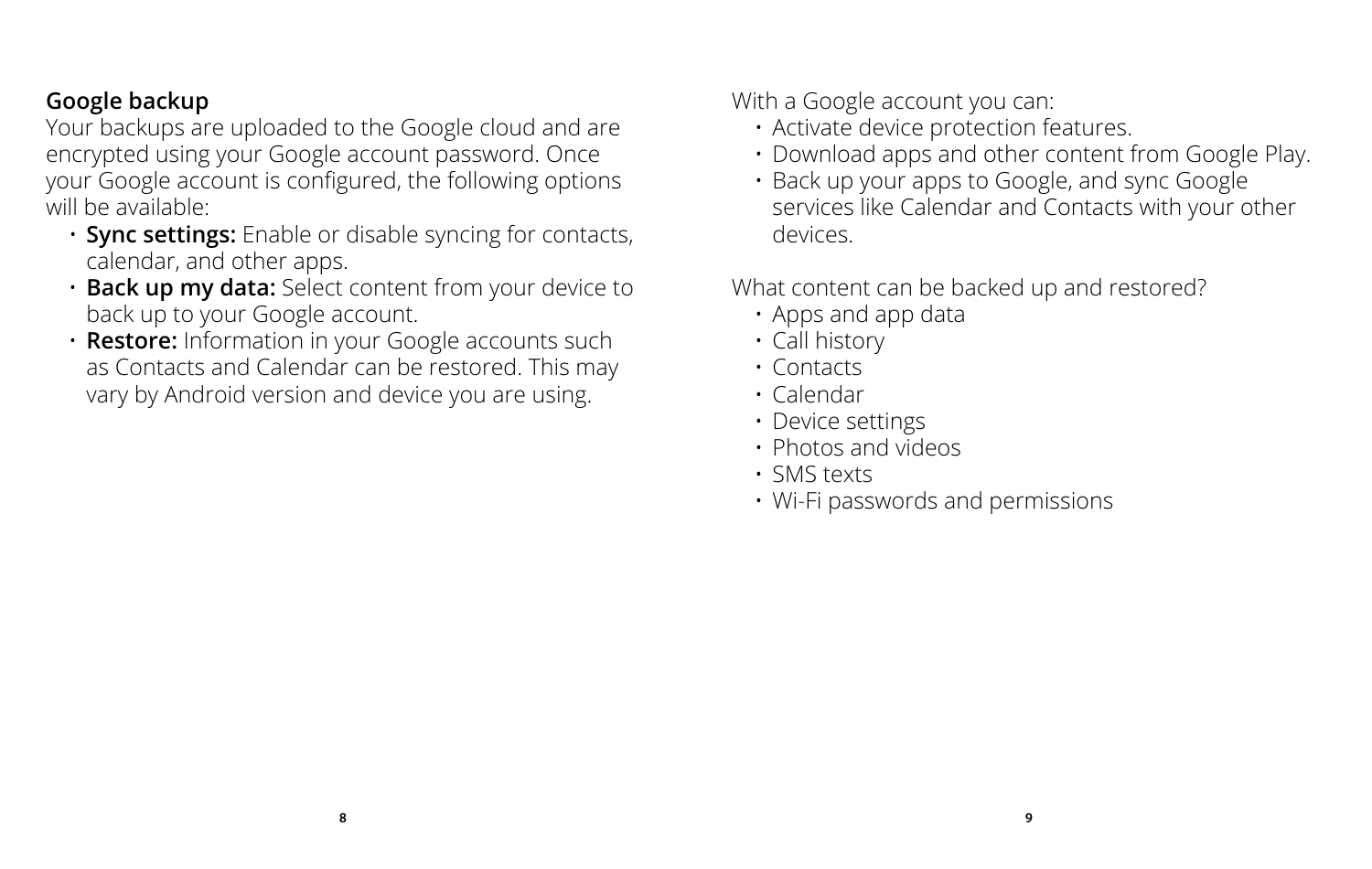## Google backup

Your backups are uploaded to the Google cloud and are encrypted using your Google account password. Once your Google account is configured, the following options will be available:

- **Sync settings:** Enable or disable syncing for contacts, calendar, and other apps.
- **Back up my data:** Select content from your device to back up to your Google account.
- **Restore:** Information in your Google accounts such as Contacts and Calendar can be restored. This may vary by Android version and device you are using.

With a Google account you can:

- Activate device protection features.
- Download apps and other content from Google Play.
- Back up your apps to Google, and sync Google services like Calendar and Contacts with your other devices.

What content can be backed up and restored?

- Apps and app data
- Call history
- Contacts
- Calendar
- Device settings
- Photos and videos
- SMS texts
- Wi-Fi passwords and permissions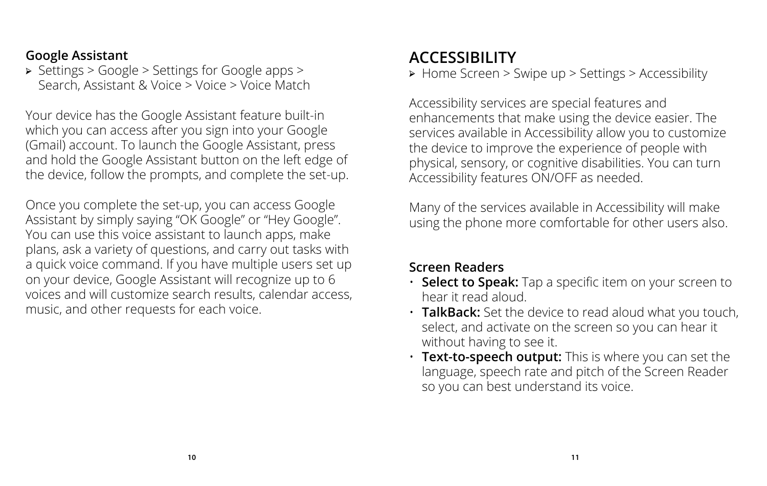### Google Assistant

➢ Settings > Google > Settings for Google apps > Search, Assistant & Voice > Voice > Voice Match

Your device has the Google Assistant feature built-in which you can access after you sign into your Google (Gmail) account. To launch the Google Assistant, press and hold the Google Assistant button on the left edge of the device, follow the prompts, and complete the set-up.

Once you complete the set-up, you can access Google Assistant by simply saying "OK Google" or "Hey Google". You can use this voice assistant to launch apps, make plans, ask a variety of questions, and carry out tasks with a quick voice command. If you have multiple users set up on your device, Google Assistant will recognize up to 6 voices and will customize search results, calendar access, music, and other requests for each voice.

## ACCESSIBILITY

➢ Home Screen > Swipe up > Settings > Accessibility

Accessibility services are special features and enhancements that make using the device easier. The services available in Accessibility allow you to customize the device to improve the experience of people with physical, sensory, or cognitive disabilities. You can turn Accessibility features ON/OFF as needed.

Many of the services available in Accessibility will make using the phone more comfortable for other users also.

### Screen Readers

- **Select to Speak:** Tap a specific item on your screen to hear it read aloud.
- **TalkBack:** Set the device to read aloud what you touch, select, and activate on the screen so you can hear it without having to see it.
- **Text-to-speech output:** This is where you can set the language, speech rate and pitch of the Screen Reader so you can best understand its voice.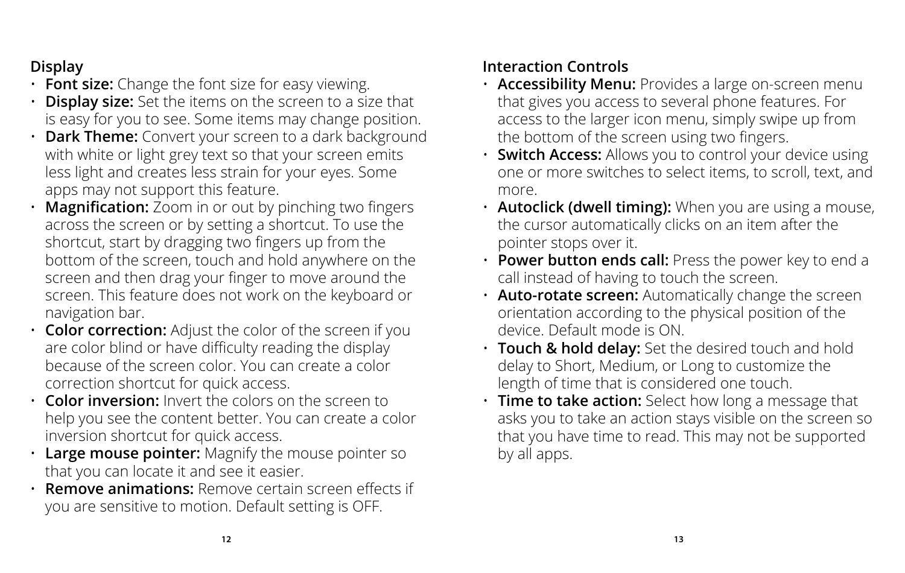### Display

- **Font size:** Change the font size for easy viewing.
- **Display size:** Set the items on the screen to a size that is easy for you to see. Some items may change position.
- **Dark Theme:** Convert your screen to a dark background with white or light grey text so that your screen emits less light and creates less strain for your eyes. Some apps may not support this feature.
- **Magnification:** Zoom in or out by pinching two fingers across the screen or by setting a shortcut. To use the shortcut, start by dragging two fingers up from the bottom of the screen, touch and hold anywhere on the screen and then drag your finger to move around the screen. This feature does not work on the keyboard or navigation bar.
- **Color correction:** Adjust the color of the screen if you are color blind or have difficulty reading the display because of the screen color. You can create a color correction shortcut for quick access.
- **Color inversion:** Invert the colors on the screen to help you see the content better. You can create a color inversion shortcut for quick access.
- **Large mouse pointer:** Magnify the mouse pointer so that you can locate it and see it easier.
- **Remove animations:** Remove certain screen effects if you are sensitive to motion. Default setting is OFF.

### Interaction Controls

- **Accessibility Menu:** Provides a large on-screen menu that gives you access to several phone features. For access to the larger icon menu, simply swipe up from the bottom of the screen using two fingers.
- **Switch Access:** Allows you to control your device using one or more switches to select items, to scroll, text, and more.
- **Autoclick (dwell timing):** When you are using a mouse, the cursor automatically clicks on an item after the pointer stops over it.
- **Power button ends call:** Press the power key to end a call instead of having to touch the screen.
- **Auto-rotate screen:** Automatically change the screen orientation according to the physical position of the device. Default mode is ON.
- **Touch & hold delay:** Set the desired touch and hold delay to Short, Medium, or Long to customize the length of time that is considered one touch.
- **Time to take action:** Select how long a message that asks you to take an action stays visible on the screen so that you have time to read. This may not be supported by all apps.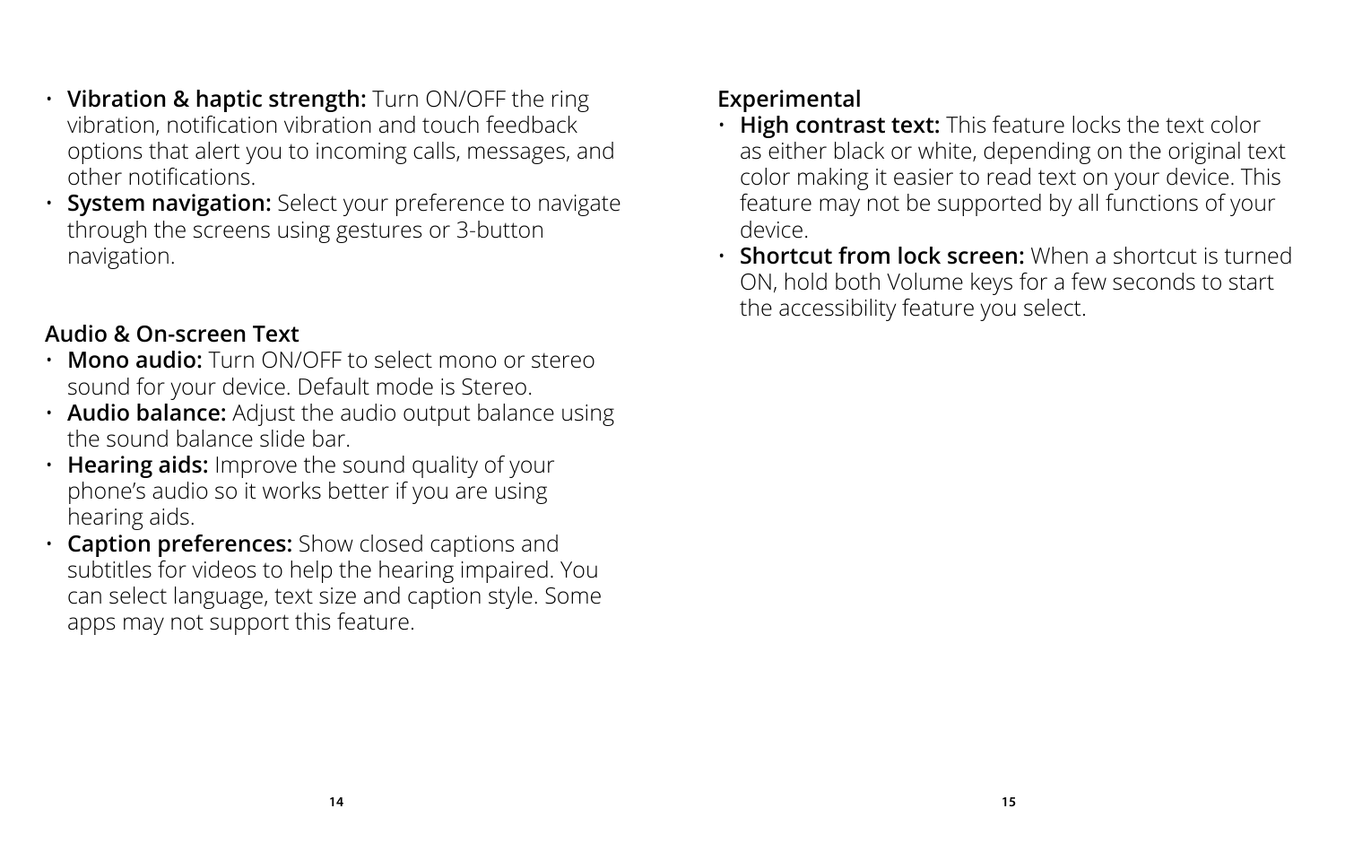- **Vibration & haptic strength:** Turn ON/OFF the ring vibration, notification vibration and touch feedback options that alert you to incoming calls, messages, and other notifications.
- **System navigation:** Select your preference to navigate through the screens using gestures or 3-button navigation.

### Audio & On-screen Text

- **Mono audio:** Turn ON/OFF to select mono or stereo sound for your device. Default mode is Stereo.
- **Audio balance:** Adjust the audio output balance using the sound balance slide bar.
- **Hearing aids:** Improve the sound quality of your phone's audio so it works better if you are using hearing aids.
- **Caption preferences:** Show closed captions and subtitles for videos to help the hearing impaired. You can select language, text size and caption style. Some apps may not support this feature.

### Experimental

- **High contrast text:** This feature locks the text color as either black or white, depending on the original text color making it easier to read text on your device. This feature may not be supported by all functions of your device.
- **Shortcut from lock screen:** When a shortcut is turned ON, hold both Volume keys for a few seconds to start the accessibility feature you select.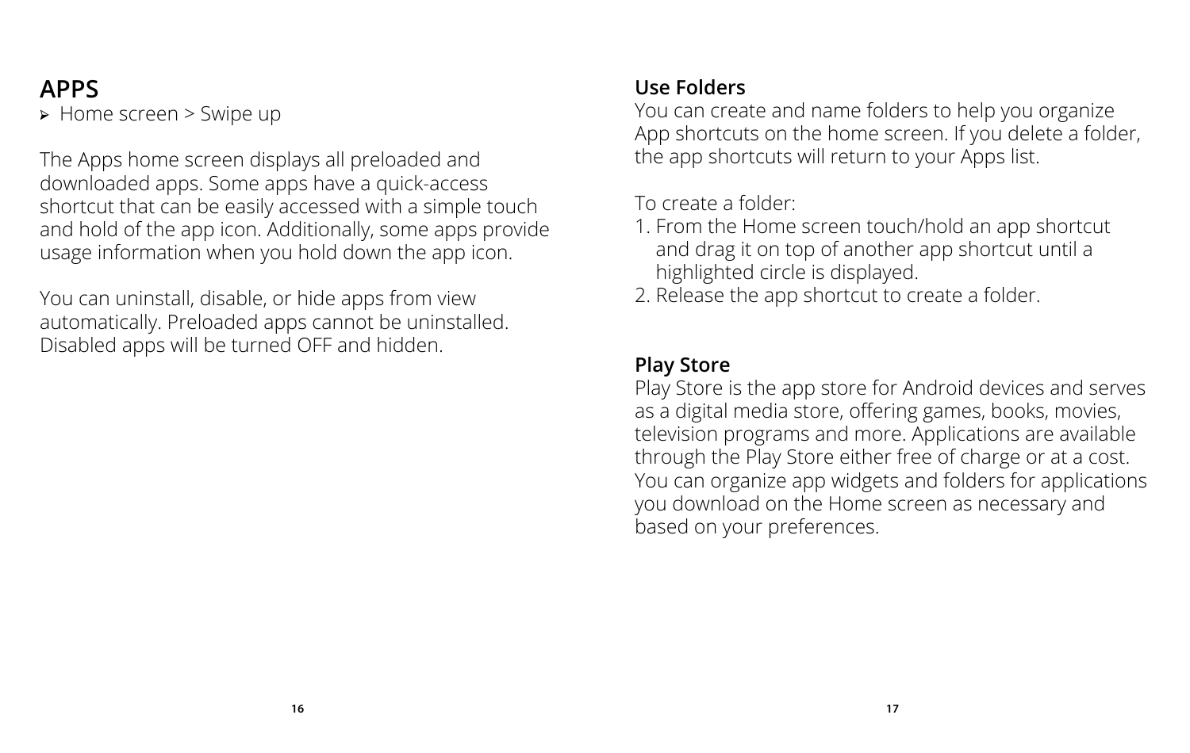## APPS

➢ Home screen > Swipe up

The Apps home screen displays all preloaded and downloaded apps. Some apps have a quick-access shortcut that can be easily accessed with a simple touch and hold of the app icon. Additionally, some apps provide usage information when you hold down the app icon.

You can uninstall, disable, or hide apps from view automatically. Preloaded apps cannot be uninstalled. Disabled apps will be turned OFF and hidden.

### Use Folders

You can create and name folders to help you organize App shortcuts on the home screen. If you delete a folder, the app shortcuts will return to your Apps list.

To create a folder:

1. From the Home screen touch/hold an app shortcut and drag it on top of another app shortcut until a highlighted circle is displayed.
2. Release the app shortcut to create a folder.

### Play Store

Play Store is the app store for Android devices and serves as a digital media store, offering games, books, movies, television programs and more. Applications are available through the Play Store either free of charge or at a cost. You can organize app widgets and folders for applications you download on the Home screen as necessary and based on your preferences.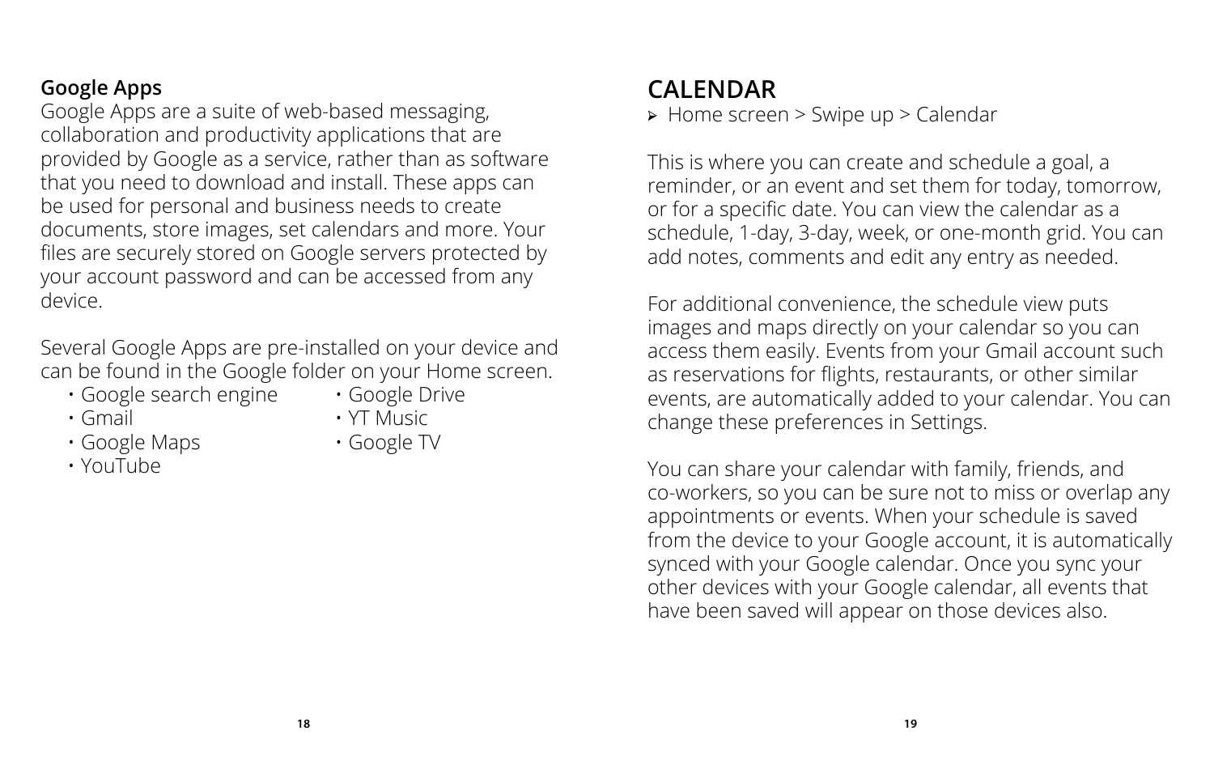### Google Apps

Google Apps are a suite of web-based messaging, collaboration and productivity applications that are provided by Google as a service, rather than as software that you need to download and install. These apps can be used for personal and business needs to create documents, store images, set calendars and more. Your files are securely stored on Google servers protected by your account password and can be accessed from any device.

Several Google Apps are pre-installed on your device and can be found in the Google folder on your Home screen.

- Google search engine
- Gmail
- Google Maps
- YouTube
- Google Drive
- YT Music
- Google TV

## CALENDAR

➢ Home screen > Swipe up > Calendar

This is where you can create and schedule a goal, a reminder, or an event and set them for today, tomorrow, or for a specific date. You can view the calendar as a schedule, 1-day, 3-day, week, or one-month grid. You can add notes, comments and edit any entry as needed.

For additional convenience, the schedule view puts images and maps directly on your calendar so you can access them easily. Events from your Gmail account such as reservations for flights, restaurants, or other similar events, are automatically added to your calendar. You can change these preferences in Settings.

You can share your calendar with family, friends, and co-workers, so you can be sure not to miss or overlap any appointments or events. When your schedule is saved from the device to your Google account, it is automatically synced with your Google calendar. Once you sync your other devices with your Google calendar, all events that have been saved will appear on those devices also.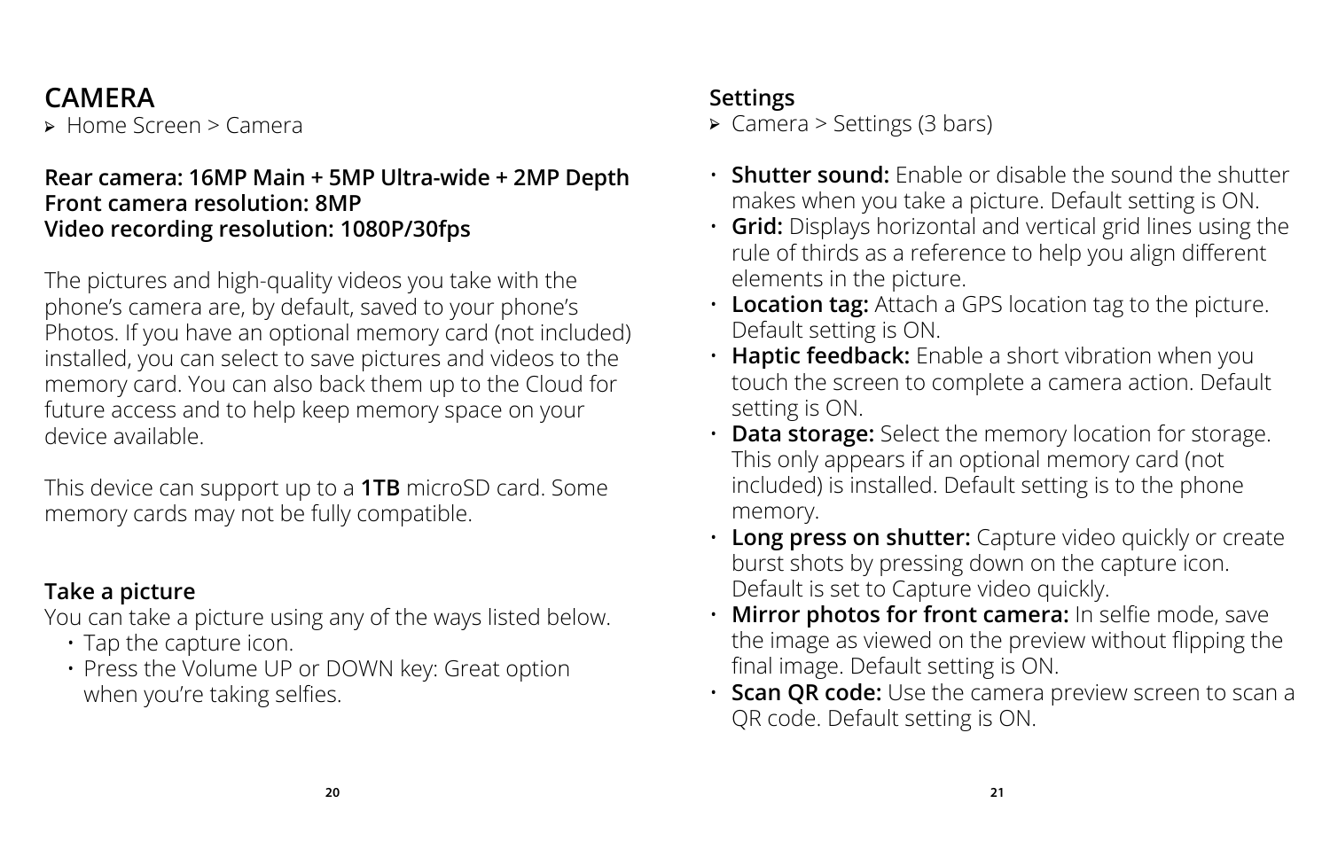# CAMERA

➢ Home Screen > Camera

**Rear camera: 16MP Main + 5MP Ultra-wide + 2MP Depth**
**Front camera resolution: 8MP**
**Video recording resolution: 1080P/30fps**

The pictures and high-quality videos you take with the phone's camera are, by default, saved to your phone's Photos. If you have an optional memory card (not included) installed, you can select to save pictures and videos to the memory card. You can also back them up to the Cloud for future access and to help keep memory space on your device available.

This device can support up to a **1TB** microSD card. Some memory cards may not be fully compatible.

### Take a picture

You can take a picture using any of the ways listed below.

- Tap the capture icon.
- Press the Volume UP or DOWN key: Great option when you're taking selfies.

### Settings

➢ Camera > Settings (3 bars)

- **Shutter sound:** Enable or disable the sound the shutter makes when you take a picture. Default setting is ON.
- **Grid:** Displays horizontal and vertical grid lines using the rule of thirds as a reference to help you align different elements in the picture.
- **Location tag:** Attach a GPS location tag to the picture. Default setting is ON.
- **Haptic feedback:** Enable a short vibration when you touch the screen to complete a camera action. Default setting is ON.
- **Data storage:** Select the memory location for storage. This only appears if an optional memory card (not included) is installed. Default setting is to the phone memory.
- **Long press on shutter:** Capture video quickly or create burst shots by pressing down on the capture icon. Default is set to Capture video quickly.
- **Mirror photos for front camera:** In selfie mode, save the image as viewed on the preview without flipping the final image. Default setting is ON.
- **Scan QR code:** Use the camera preview screen to scan a QR code. Default setting is ON.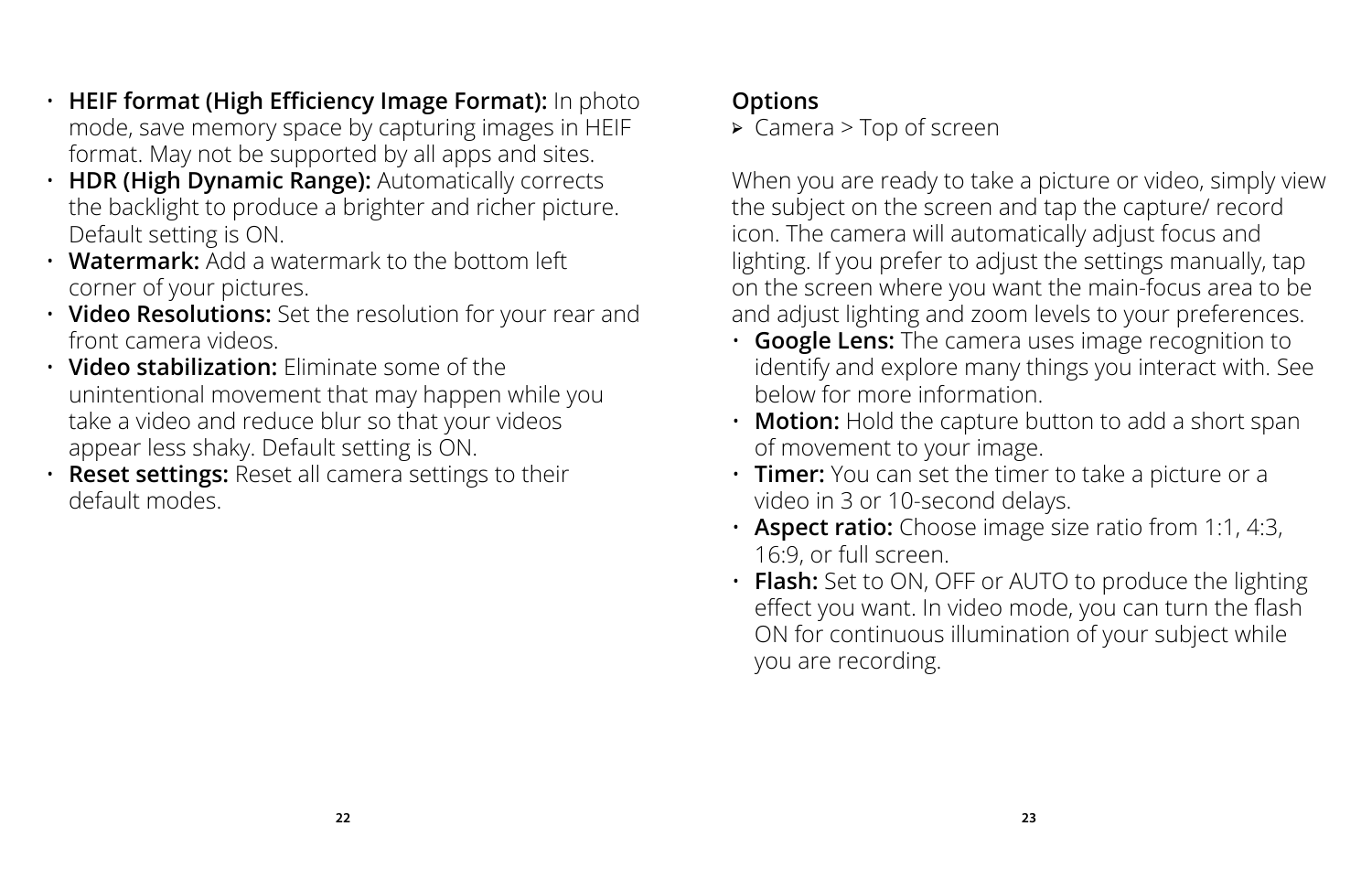- **HEIF format (High Efficiency Image Format):** In photo mode, save memory space by capturing images in HEIF format. May not be supported by all apps and sites.
- **HDR (High Dynamic Range):** Automatically corrects the backlight to produce a brighter and richer picture. Default setting is ON.
- **Watermark:** Add a watermark to the bottom left corner of your pictures.
- **Video Resolutions:** Set the resolution for your rear and front camera videos.
- **Video stabilization:** Eliminate some of the unintentional movement that may happen while you take a video and reduce blur so that your videos appear less shaky. Default setting is ON.
- **Reset settings:** Reset all camera settings to their default modes.

## Options

➢ Camera > Top of screen

When you are ready to take a picture or video, simply view the subject on the screen and tap the capture/ record icon. The camera will automatically adjust focus and lighting. If you prefer to adjust the settings manually, tap on the screen where you want the main-focus area to be and adjust lighting and zoom levels to your preferences.

- **Google Lens:** The camera uses image recognition to identify and explore many things you interact with. See below for more information.
- **Motion:** Hold the capture button to add a short span of movement to your image.
- **Timer:** You can set the timer to take a picture or a video in 3 or 10-second delays.
- **Aspect ratio:** Choose image size ratio from 1:1, 4:3, 16:9, or full screen.
- **Flash:** Set to ON, OFF or AUTO to produce the lighting effect you want. In video mode, you can turn the flash ON for continuous illumination of your subject while you are recording.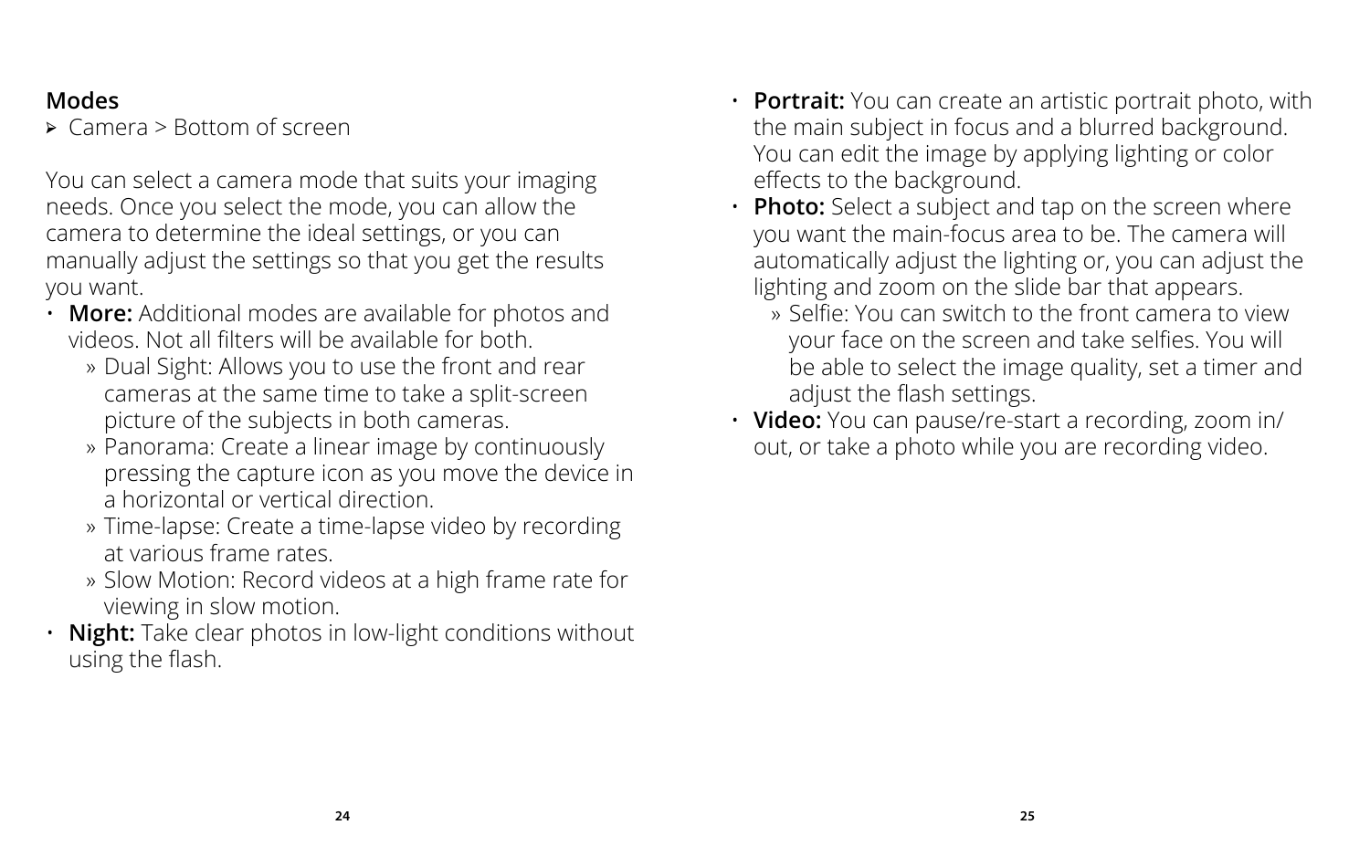## Modes

➢ Camera > Bottom of screen

You can select a camera mode that suits your imaging needs. Once you select the mode, you can allow the camera to determine the ideal settings, or you can manually adjust the settings so that you get the results you want.

- **More:** Additional modes are available for photos and videos. Not all filters will be available for both.
  - Dual Sight: Allows you to use the front and rear cameras at the same time to take a split-screen picture of the subjects in both cameras.
  - Panorama: Create a linear image by continuously pressing the capture icon as you move the device in a horizontal or vertical direction.
  - Time-lapse: Create a time-lapse video by recording at various frame rates.
  - Slow Motion: Record videos at a high frame rate for viewing in slow motion.
- **Night:** Take clear photos in low-light conditions without using the flash.
- **Portrait:** You can create an artistic portrait photo, with the main subject in focus and a blurred background. You can edit the image by applying lighting or color effects to the background.
- **Photo:** Select a subject and tap on the screen where you want the main-focus area to be. The camera will automatically adjust the lighting or, you can adjust the lighting and zoom on the slide bar that appears.
  - Selfie: You can switch to the front camera to view your face on the screen and take selfies. You will be able to select the image quality, set a timer and adjust the flash settings.
- **Video:** You can pause/re-start a recording, zoom in/out, or take a photo while you are recording video.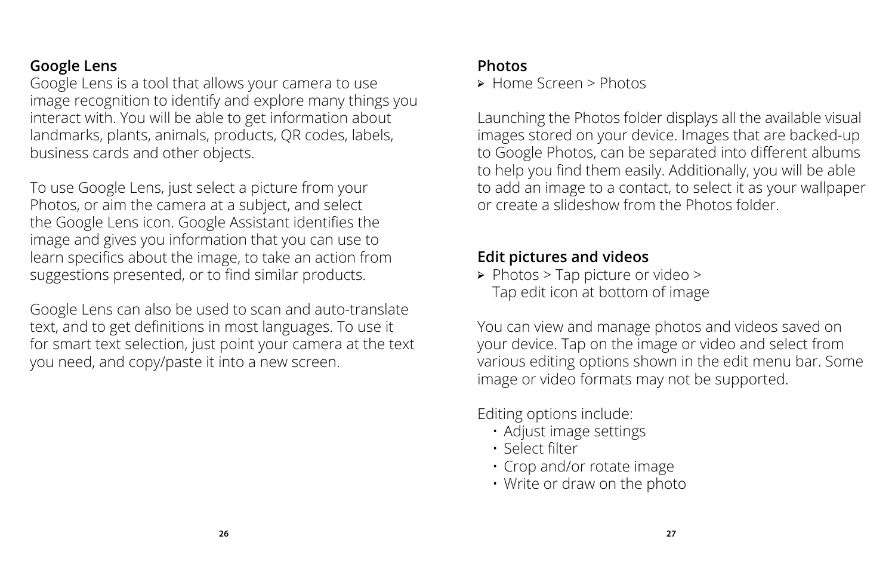## Google Lens

Google Lens is a tool that allows your camera to use image recognition to identify and explore many things you interact with. You will be able to get information about landmarks, plants, animals, products, QR codes, labels, business cards and other objects.

To use Google Lens, just select a picture from your Photos, or aim the camera at a subject, and select the Google Lens icon. Google Assistant identifies the image and gives you information that you can use to learn specifics about the image, to take an action from suggestions presented, or to find similar products.

Google Lens can also be used to scan and auto-translate text, and to get definitions in most languages. To use it for smart text selection, just point your camera at the text you need, and copy/paste it into a new screen.

## Photos

➢ Home Screen > Photos

Launching the Photos folder displays all the available visual images stored on your device. Images that are backed-up to Google Photos, can be separated into different albums to help you find them easily. Additionally, you will be able to add an image to a contact, to select it as your wallpaper or create a slideshow from the Photos folder.

## Edit pictures and videos

➢ Photos > Tap picture or video > Tap edit icon at bottom of image

You can view and manage photos and videos saved on your device. Tap on the image or video and select from various editing options shown in the edit menu bar. Some image or video formats may not be supported.

Editing options include:

- Adjust image settings
- Select filter
- Crop and/or rotate image
- Write or draw on the photo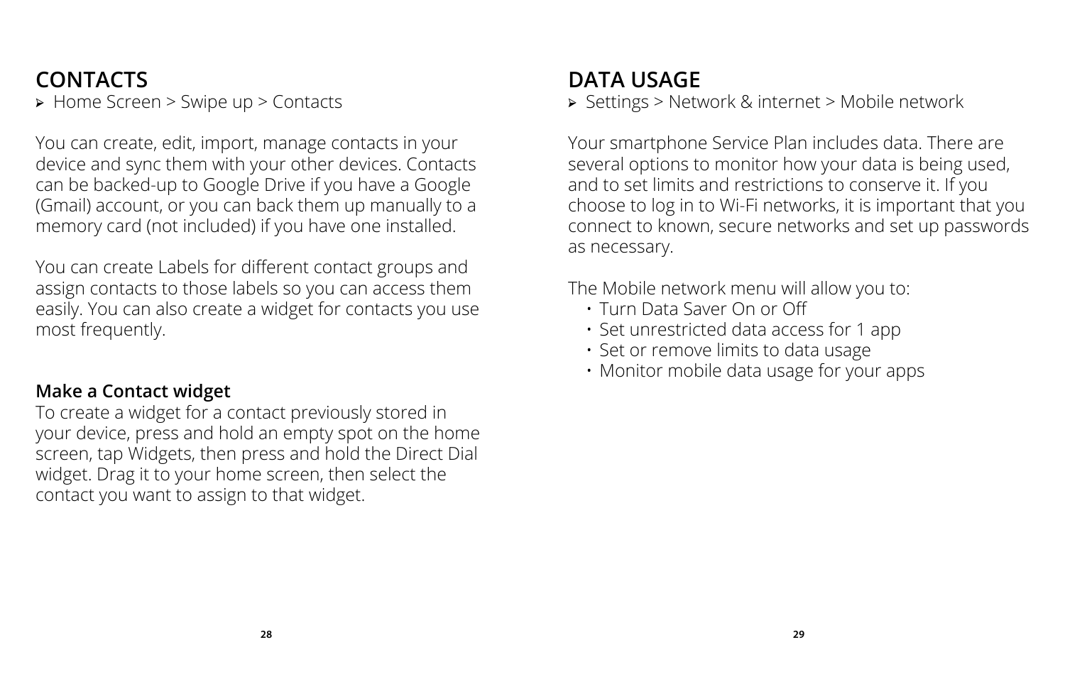# CONTACTS

➢ Home Screen > Swipe up > Contacts

You can create, edit, import, manage contacts in your device and sync them with your other devices. Contacts can be backed-up to Google Drive if you have a Google (Gmail) account, or you can back them up manually to a memory card (not included) if you have one installed.

You can create Labels for different contact groups and assign contacts to those labels so you can access them easily. You can also create a widget for contacts you use most frequently.

### Make a Contact widget

To create a widget for a contact previously stored in your device, press and hold an empty spot on the home screen, tap Widgets, then press and hold the Direct Dial widget. Drag it to your home screen, then select the contact you want to assign to that widget.

# DATA USAGE

➢ Settings > Network & internet > Mobile network

Your smartphone Service Plan includes data. There are several options to monitor how your data is being used, and to set limits and restrictions to conserve it. If you choose to log in to Wi-Fi networks, it is important that you connect to known, secure networks and set up passwords as necessary.

The Mobile network menu will allow you to:

- Turn Data Saver On or Off
- Set unrestricted data access for 1 app
- Set or remove limits to data usage
- Monitor mobile data usage for your apps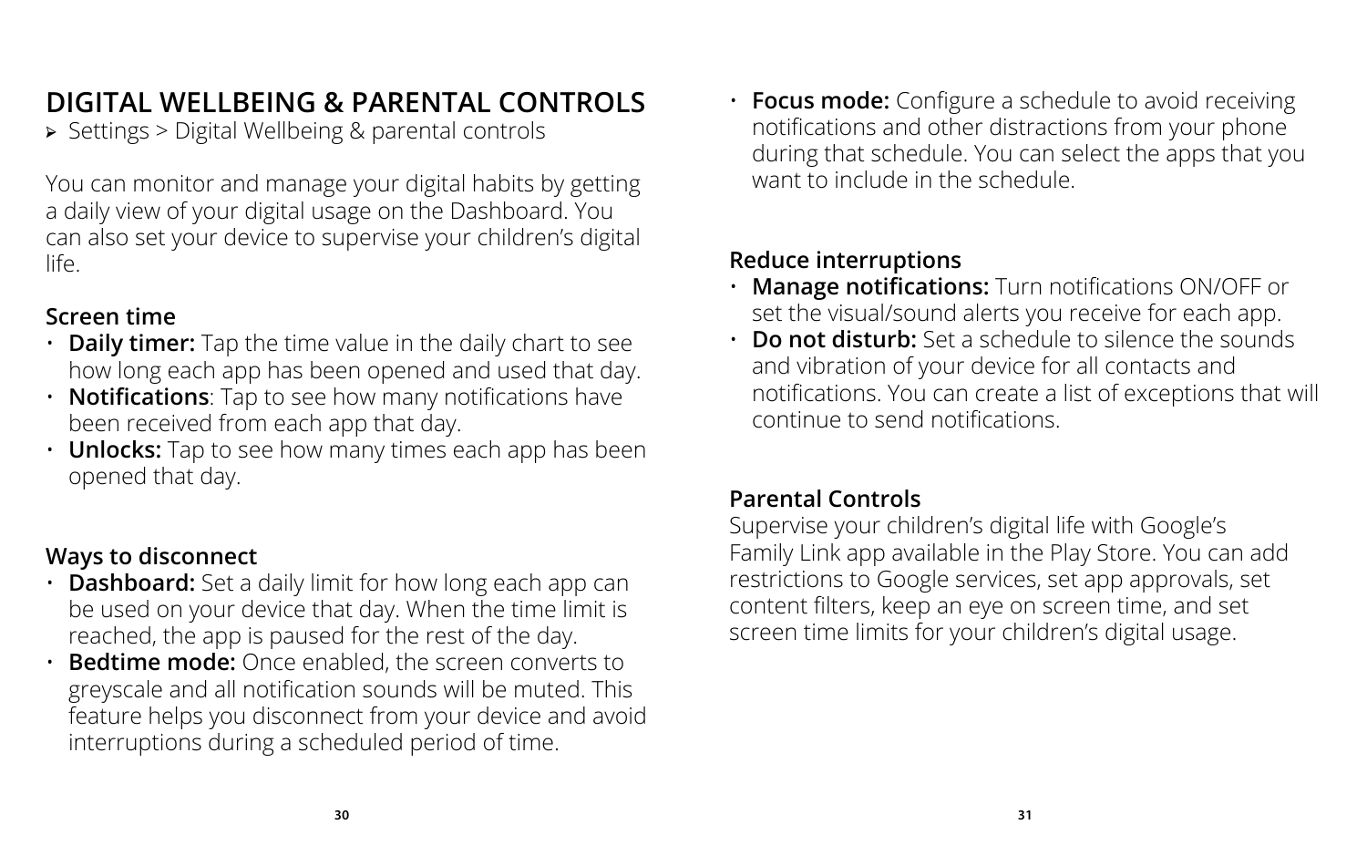# DIGITAL WELLBEING & PARENTAL CONTROLS

➢ Settings > Digital Wellbeing & parental controls

You can monitor and manage your digital habits by getting a daily view of your digital usage on the Dashboard. You can also set your device to supervise your children's digital life.

## Screen time

- **Daily timer:** Tap the time value in the daily chart to see how long each app has been opened and used that day.
- **Notifications**: Tap to see how many notifications have been received from each app that day.
- **Unlocks:** Tap to see how many times each app has been opened that day.

## Ways to disconnect

- **Dashboard:** Set a daily limit for how long each app can be used on your device that day. When the time limit is reached, the app is paused for the rest of the day.
- **Bedtime mode:** Once enabled, the screen converts to greyscale and all notification sounds will be muted. This feature helps you disconnect from your device and avoid interruptions during a scheduled period of time.
- **Focus mode:** Configure a schedule to avoid receiving notifications and other distractions from your phone during that schedule. You can select the apps that you want to include in the schedule.

## Reduce interruptions

- **Manage notifications:** Turn notifications ON/OFF or set the visual/sound alerts you receive for each app.
- **Do not disturb:** Set a schedule to silence the sounds and vibration of your device for all contacts and notifications. You can create a list of exceptions that will continue to send notifications.

## Parental Controls

Supervise your children's digital life with Google's Family Link app available in the Play Store. You can add restrictions to Google services, set app approvals, set content filters, keep an eye on screen time, and set screen time limits for your children's digital usage.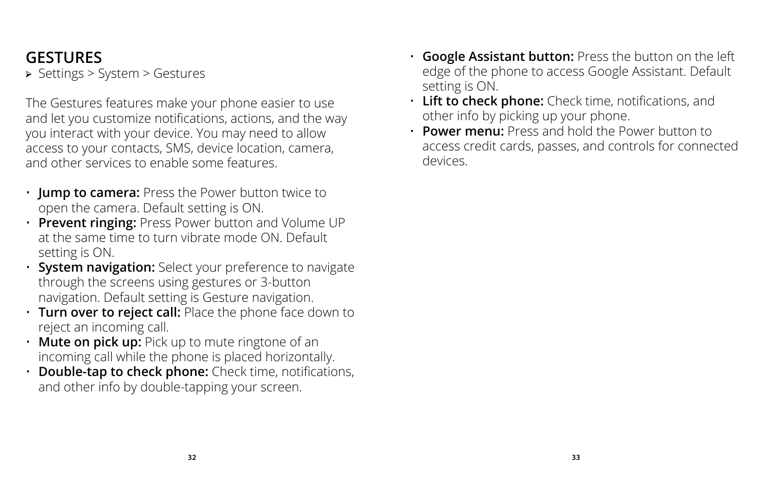## GESTURES

➢ Settings > System > Gestures

The Gestures features make your phone easier to use and let you customize notifications, actions, and the way you interact with your device. You may need to allow access to your contacts, SMS, device location, camera, and other services to enable some features.

- **Jump to camera:** Press the Power button twice to open the camera. Default setting is ON.
- **Prevent ringing:** Press Power button and Volume UP at the same time to turn vibrate mode ON. Default setting is ON.
- **System navigation:** Select your preference to navigate through the screens using gestures or 3-button navigation. Default setting is Gesture navigation.
- **Turn over to reject call:** Place the phone face down to reject an incoming call.
- **Mute on pick up:** Pick up to mute ringtone of an incoming call while the phone is placed horizontally.
- **Double-tap to check phone:** Check time, notifications, and other info by double-tapping your screen.
- **Google Assistant button:** Press the button on the left edge of the phone to access Google Assistant. Default setting is ON.
- **Lift to check phone:** Check time, notifications, and other info by picking up your phone.
- **Power menu:** Press and hold the Power button to access credit cards, passes, and controls for connected devices.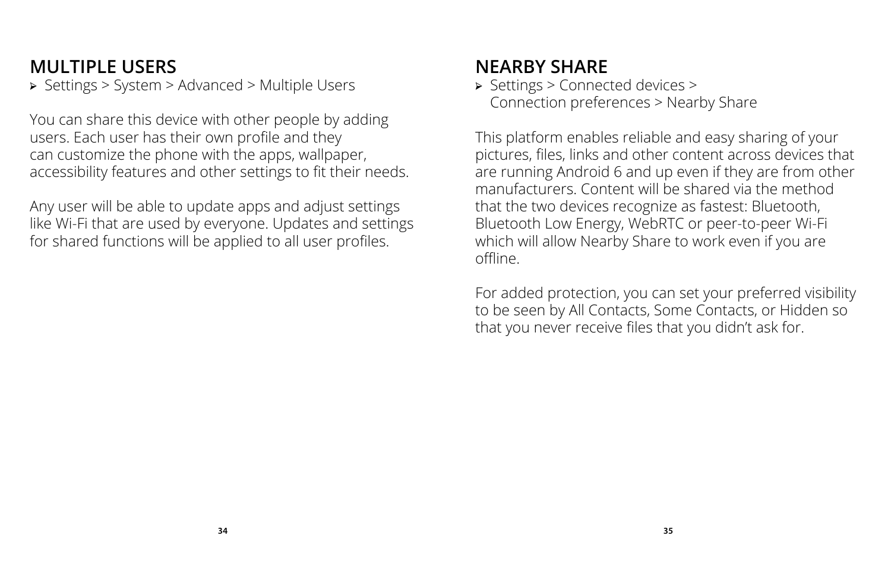## MULTIPLE USERS

- Settings > System > Advanced > Multiple Users

You can share this device with other people by adding users. Each user has their own profile and they can customize the phone with the apps, wallpaper, accessibility features and other settings to fit their needs.

Any user will be able to update apps and adjust settings like Wi-Fi that are used by everyone. Updates and settings for shared functions will be applied to all user profiles.

## NEARBY SHARE

- Settings > Connected devices > Connection preferences > Nearby Share

This platform enables reliable and easy sharing of your pictures, files, links and other content across devices that are running Android 6 and up even if they are from other manufacturers. Content will be shared via the method that the two devices recognize as fastest: Bluetooth, Bluetooth Low Energy, WebRTC or peer-to-peer Wi-Fi which will allow Nearby Share to work even if you are offline.

For added protection, you can set your preferred visibility to be seen by All Contacts, Some Contacts, or Hidden so that you never receive files that you didn't ask for.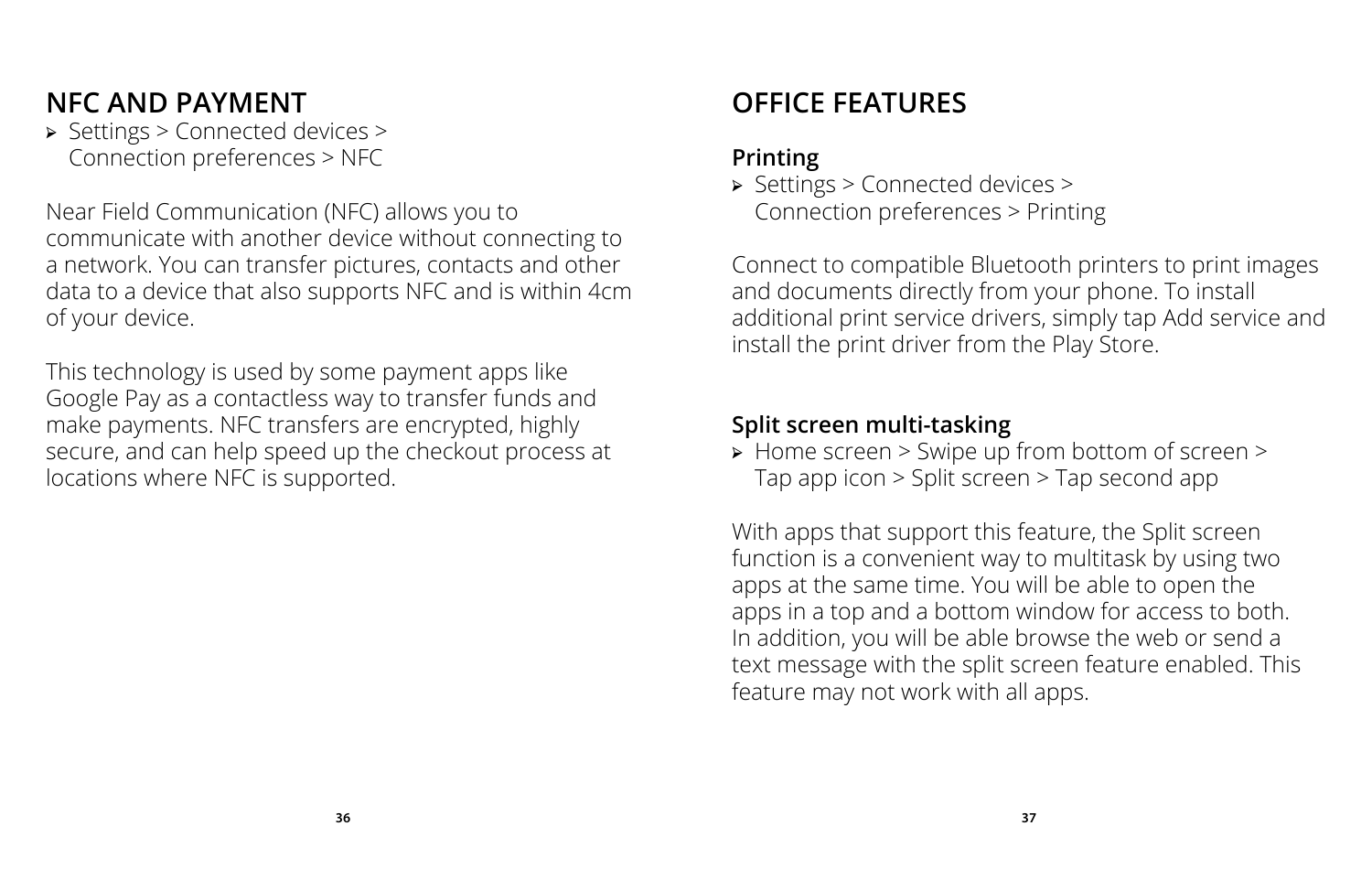## NFC AND PAYMENT

- Settings > Connected devices > Connection preferences > NFC

Near Field Communication (NFC) allows you to communicate with another device without connecting to a network. You can transfer pictures, contacts and other data to a device that also supports NFC and is within 4cm of your device.

This technology is used by some payment apps like Google Pay as a contactless way to transfer funds and make payments. NFC transfers are encrypted, highly secure, and can help speed up the checkout process at locations where NFC is supported.

## OFFICE FEATURES

### Printing

- Settings > Connected devices > Connection preferences > Printing

Connect to compatible Bluetooth printers to print images and documents directly from your phone. To install additional print service drivers, simply tap Add service and install the print driver from the Play Store.

### Split screen multi-tasking

- Home screen > Swipe up from bottom of screen > Tap app icon > Split screen > Tap second app

With apps that support this feature, the Split screen function is a convenient way to multitask by using two apps at the same time. You will be able to open the apps in a top and a bottom window for access to both. In addition, you will be able browse the web or send a text message with the split screen feature enabled. This feature may not work with all apps.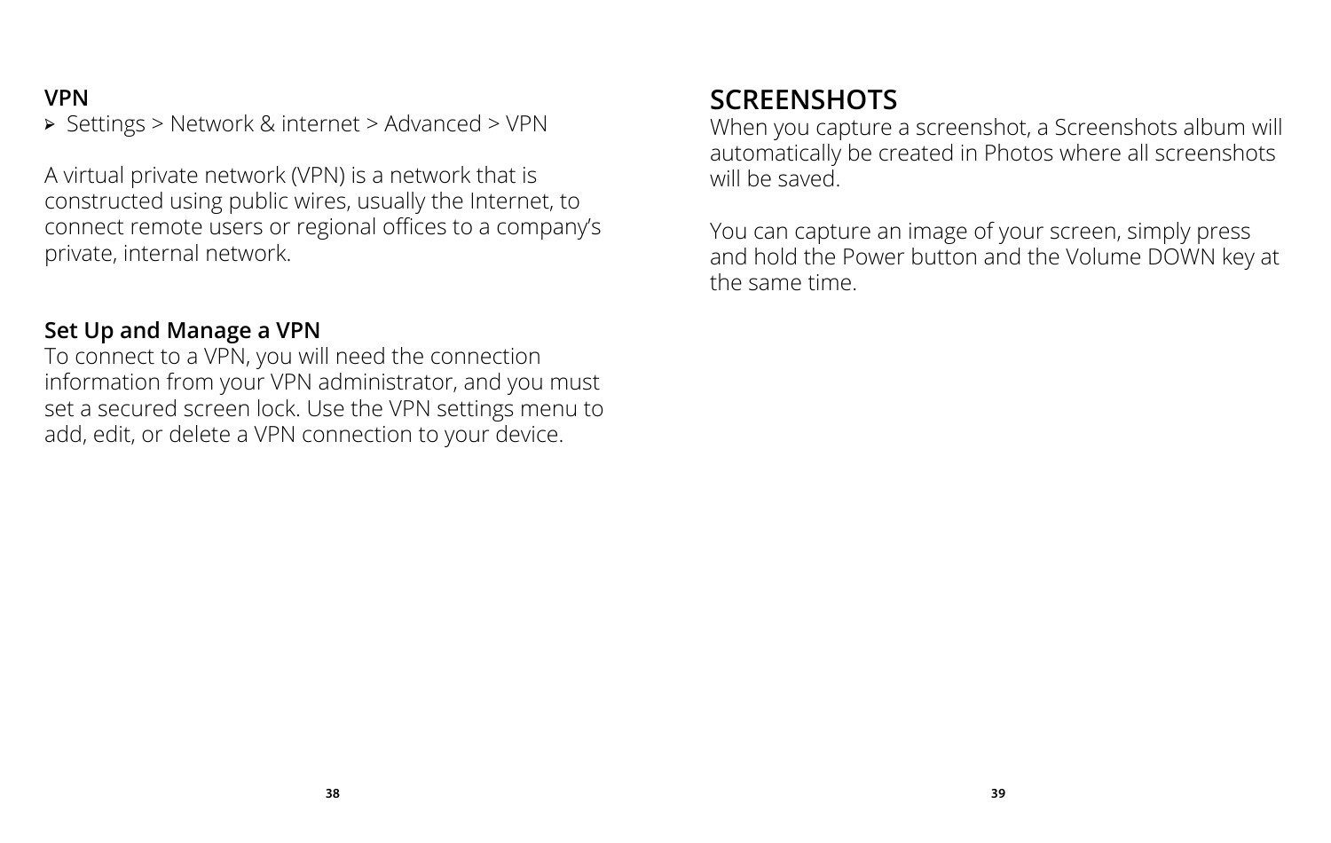## VPN

- Settings > Network & internet > Advanced > VPN

A virtual private network (VPN) is a network that is constructed using public wires, usually the Internet, to connect remote users or regional offices to a company's private, internal network.

### Set Up and Manage a VPN

To connect to a VPN, you will need the connection information from your VPN administrator, and you must set a secured screen lock. Use the VPN settings menu to add, edit, or delete a VPN connection to your device.

# SCREENSHOTS

When you capture a screenshot, a Screenshots album will automatically be created in Photos where all screenshots will be saved.

You can capture an image of your screen, simply press and hold the Power button and the Volume DOWN key at the same time.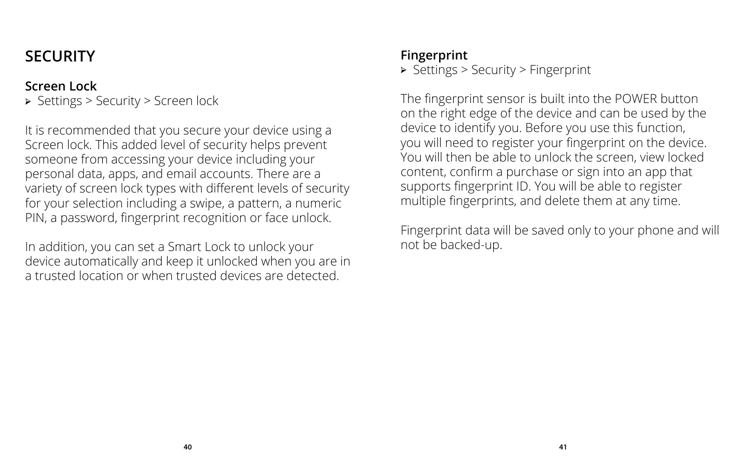# SECURITY

## Screen Lock

- Settings > Security > Screen lock

It is recommended that you secure your device using a Screen lock. This added level of security helps prevent someone from accessing your device including your personal data, apps, and email accounts. There are a variety of screen lock types with different levels of security for your selection including a swipe, a pattern, a numeric PIN, a password, fingerprint recognition or face unlock.

In addition, you can set a Smart Lock to unlock your device automatically and keep it unlocked when you are in a trusted location or when trusted devices are detected.

## Fingerprint

- Settings > Security > Fingerprint

The fingerprint sensor is built into the POWER button on the right edge of the device and can be used by the device to identify you. Before you use this function, you will need to register your fingerprint on the device. You will then be able to unlock the screen, view locked content, confirm a purchase or sign into an app that supports fingerprint ID. You will be able to register multiple fingerprints, and delete them at any time.

Fingerprint data will be saved only to your phone and will not be backed-up.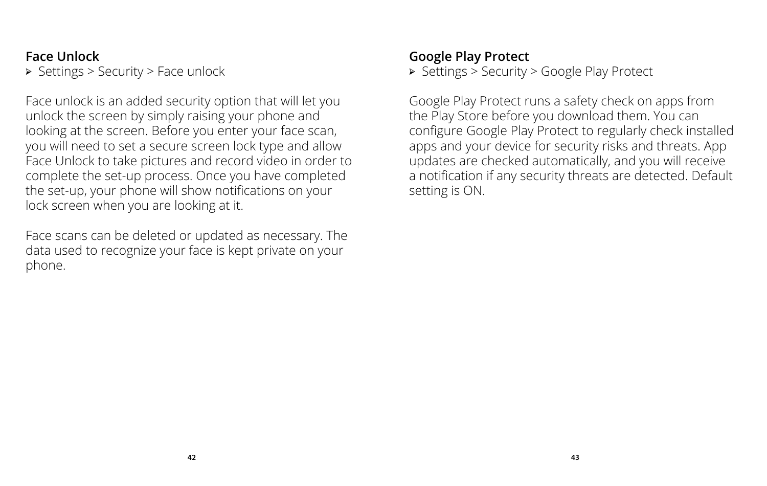## Face Unlock

- Settings > Security > Face unlock

Face unlock is an added security option that will let you unlock the screen by simply raising your phone and looking at the screen. Before you enter your face scan, you will need to set a secure screen lock type and allow Face Unlock to take pictures and record video in order to complete the set-up process. Once you have completed the set-up, your phone will show notifications on your lock screen when you are looking at it.

Face scans can be deleted or updated as necessary. The data used to recognize your face is kept private on your phone.

## Google Play Protect

- Settings > Security > Google Play Protect

Google Play Protect runs a safety check on apps from the Play Store before you download them. You can configure Google Play Protect to regularly check installed apps and your device for security risks and threats. App updates are checked automatically, and you will receive a notification if any security threats are detected. Default setting is ON.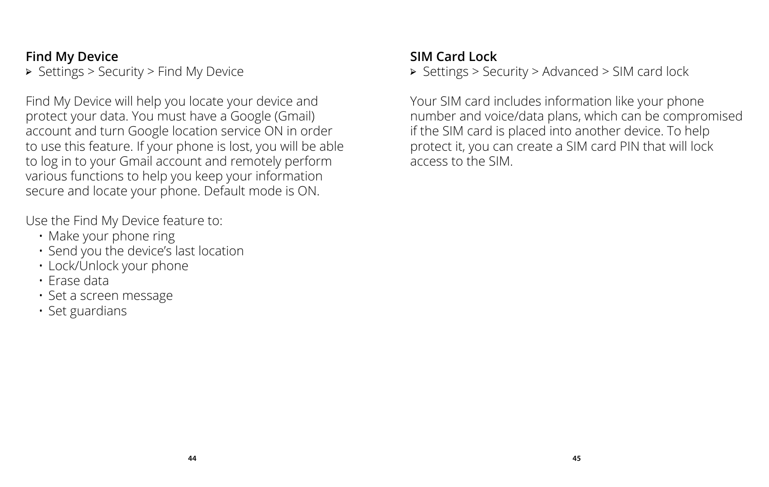### Find My Device

➢ Settings > Security > Find My Device

Find My Device will help you locate your device and protect your data. You must have a Google (Gmail) account and turn Google location service ON in order to use this feature. If your phone is lost, you will be able to log in to your Gmail account and remotely perform various functions to help you keep your information secure and locate your phone. Default mode is ON.

Use the Find My Device feature to:

- Make your phone ring
- Send you the device's last location
- Lock/Unlock your phone
- Erase data
- Set a screen message
- Set guardians

### SIM Card Lock

➢ Settings > Security > Advanced > SIM card lock

Your SIM card includes information like your phone number and voice/data plans, which can be compromised if the SIM card is placed into another device. To help protect it, you can create a SIM card PIN that will lock access to the SIM.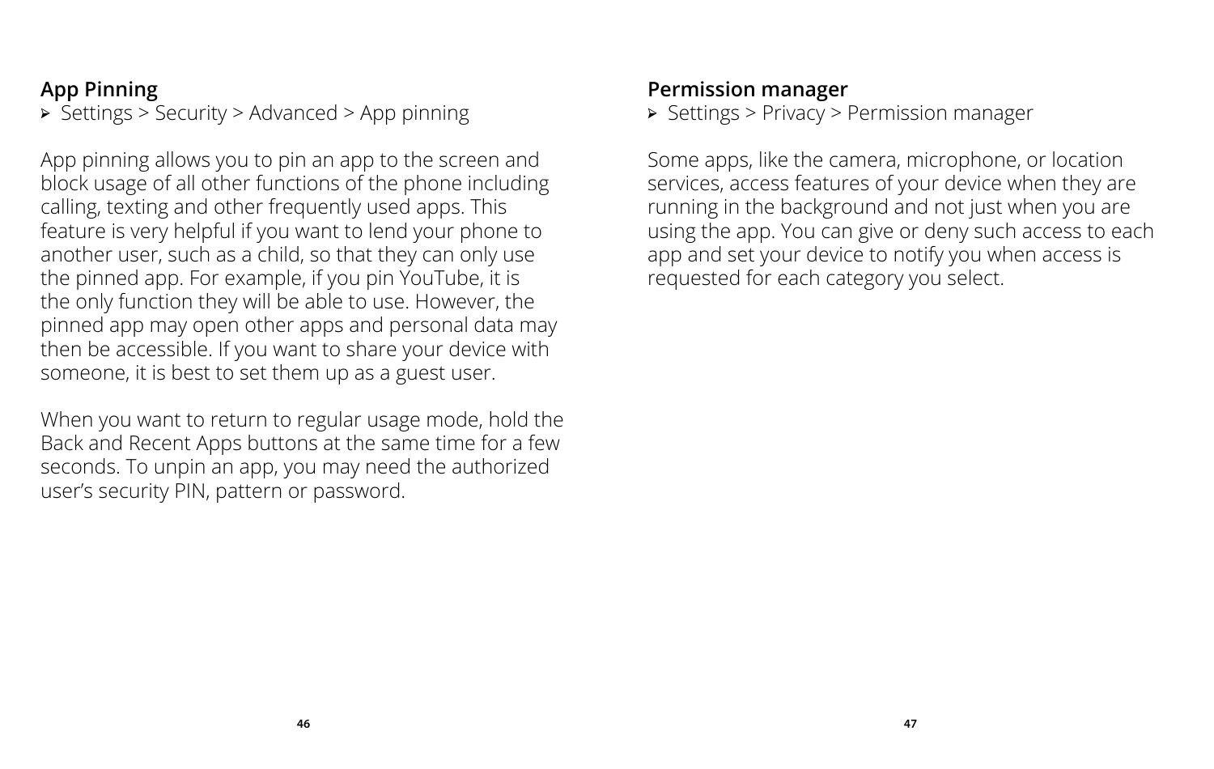## App Pinning

➢ Settings > Security > Advanced > App pinning

App pinning allows you to pin an app to the screen and block usage of all other functions of the phone including calling, texting and other frequently used apps. This feature is very helpful if you want to lend your phone to another user, such as a child, so that they can only use the pinned app. For example, if you pin YouTube, it is the only function they will be able to use. However, the pinned app may open other apps and personal data may then be accessible. If you want to share your device with someone, it is best to set them up as a guest user.

When you want to return to regular usage mode, hold the Back and Recent Apps buttons at the same time for a few seconds. To unpin an app, you may need the authorized user's security PIN, pattern or password.

## Permission manager

➢ Settings > Privacy > Permission manager

Some apps, like the camera, microphone, or location services, access features of your device when they are running in the background and not just when you are using the app. You can give or deny such access to each app and set your device to notify you when access is requested for each category you select.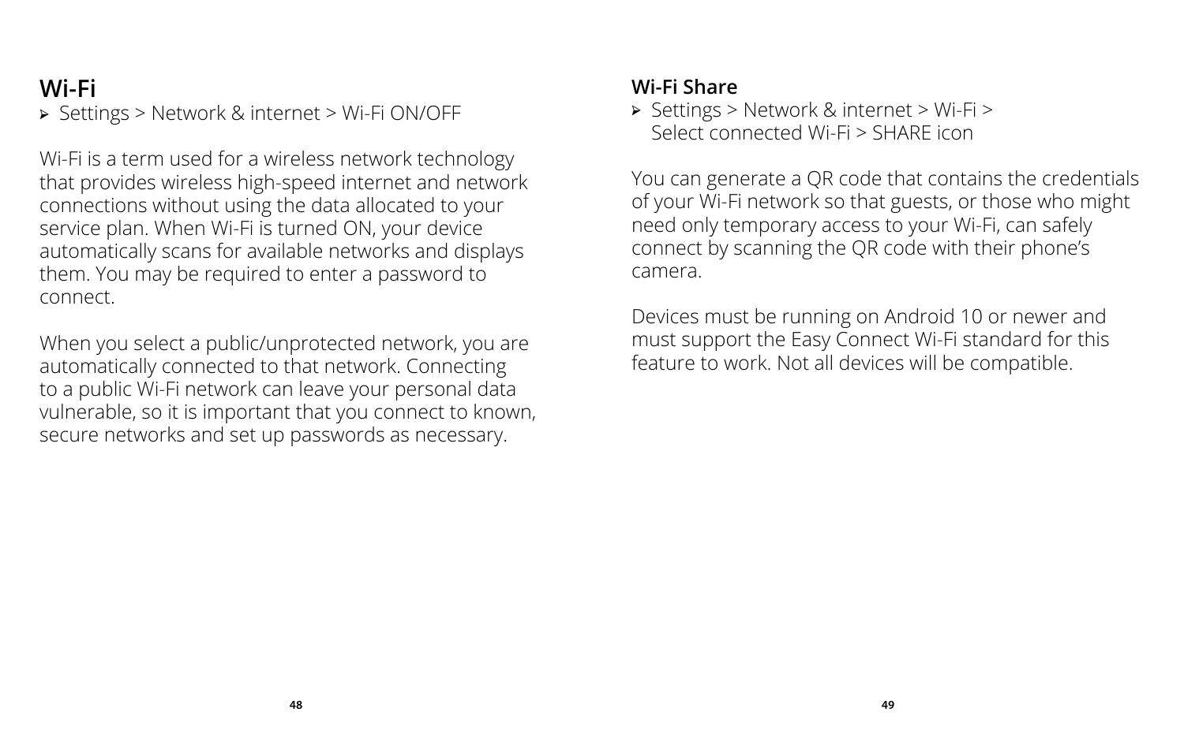## Wi-Fi

- Settings > Network & internet > Wi-Fi ON/OFF

Wi-Fi is a term used for a wireless network technology that provides wireless high-speed internet and network connections without using the data allocated to your service plan. When Wi-Fi is turned ON, your device automatically scans for available networks and displays them. You may be required to enter a password to connect.

When you select a public/unprotected network, you are automatically connected to that network. Connecting to a public Wi-Fi network can leave your personal data vulnerable, so it is important that you connect to known, secure networks and set up passwords as necessary.

### Wi-Fi Share

- Settings > Network & internet > Wi-Fi > Select connected Wi-Fi > SHARE icon

You can generate a QR code that contains the credentials of your Wi-Fi network so that guests, or those who might need only temporary access to your Wi-Fi, can safely connect by scanning the QR code with their phone's camera.

Devices must be running on Android 10 or newer and must support the Easy Connect Wi-Fi standard for this feature to work. Not all devices will be compatible.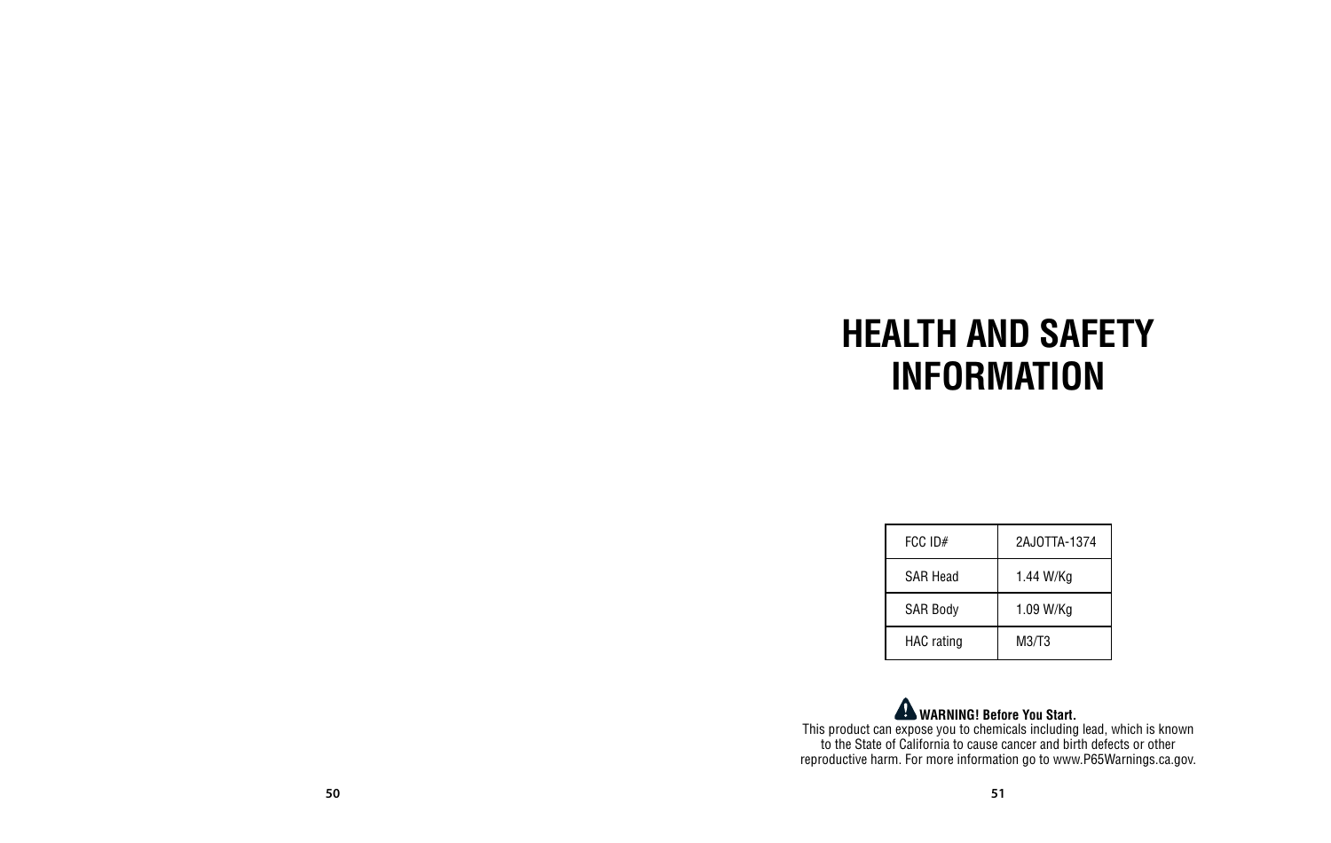# HEALTH AND SAFETY INFORMATION

| FCC ID# | 2AJOTTA-1374 |
| --- | --- |
| SAR Head | 1.44 W/Kg |
| SAR Body | 1.09 W/Kg |
| HAC rating | M3/T3 |

**WARNING! Before You Start.**
This product can expose you to chemicals including lead, which is known to the State of California to cause cancer and birth defects or other reproductive harm. For more information go to www.P65Warnings.ca.gov.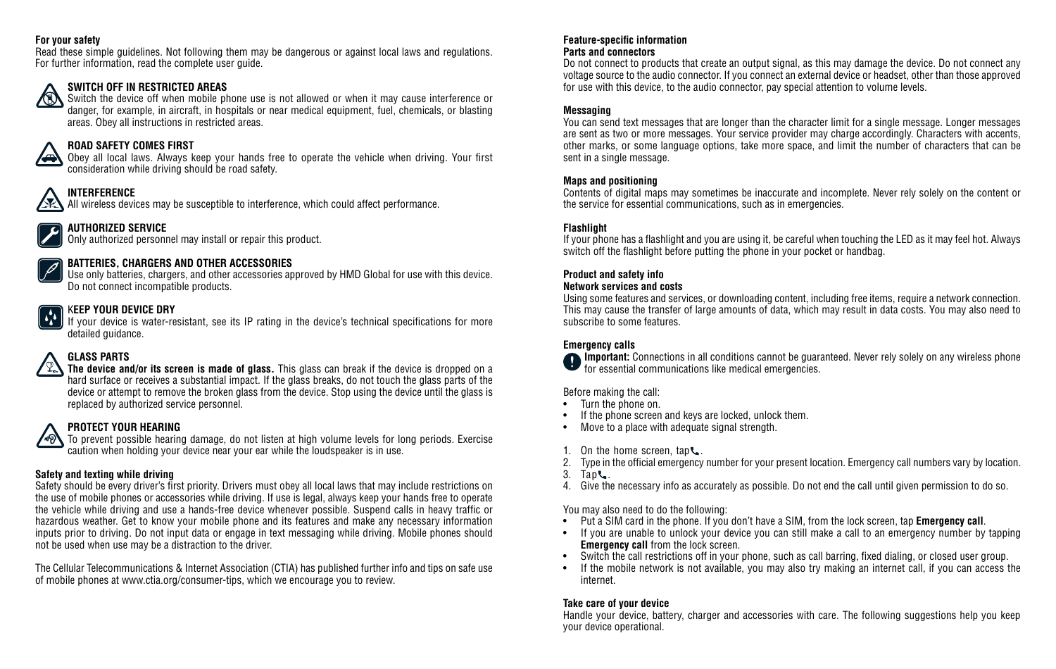### For your safety

Read these simple guidelines. Not following them may be dangerous or against local laws and regulations. For further information, read the complete user guide.

**SWITCH OFF IN RESTRICTED AREAS**

Switch the device off when mobile phone use is not allowed or when it may cause interference or danger, for example, in aircraft, in hospitals or near medical equipment, fuel, chemicals, or blasting areas. Obey all instructions in restricted areas.

**ROAD SAFETY COMES FIRST**

Obey all local laws. Always keep your hands free to operate the vehicle when driving. Your first consideration while driving should be road safety.

**INTERFERENCE**

All wireless devices may be susceptible to interference, which could affect performance.

**AUTHORIZED SERVICE**

Only authorized personnel may install or repair this product.

**BATTERIES, CHARGERS AND OTHER ACCESSORIES**

Use only batteries, chargers, and other accessories approved by HMD Global for use with this device. Do not connect incompatible products.

**KEEP YOUR DEVICE DRY**

If your device is water-resistant, see its IP rating in the device's technical specifications for more detailed guidance.

**GLASS PARTS**

**The device and/or its screen is made of glass.** This glass can break if the device is dropped on a hard surface or receives a substantial impact. If the glass breaks, do not touch the glass parts of the device or attempt to remove the broken glass from the device. Stop using the device until the glass is replaced by authorized service personnel.

**PROTECT YOUR HEARING**

To prevent possible hearing damage, do not listen at high volume levels for long periods. Exercise caution when holding your device near your ear while the loudspeaker is in use.

### Safety and texting while driving

Safety should be every driver's first priority. Drivers must obey all local laws that may include restrictions on the use of mobile phones or accessories while driving. If use is legal, always keep your hands free to operate the vehicle while driving and use a hands-free device whenever possible. Suspend calls in heavy traffic or hazardous weather. Get to know your mobile phone and its features and make any necessary information inputs prior to driving. Do not input data or engage in text messaging while driving. Mobile phones should not be used when use may be a distraction to the driver.

The Cellular Telecommunications & Internet Association (CTIA) has published further info and tips on safe use of mobile phones at www.ctia.org/consumer-tips, which we encourage you to review.

### Feature-specific information

#### Parts and connectors

Do not connect to products that create an output signal, as this may damage the device. Do not connect any voltage source to the audio connector. If you connect an external device or headset, other than those approved for use with this device, to the audio connector, pay special attention to volume levels.

#### Messaging

You can send text messages that are longer than the character limit for a single message. Longer messages are sent as two or more messages. Your service provider may charge accordingly. Characters with accents, other marks, or some language options, take more space, and limit the number of characters that can be sent in a single message.

#### Maps and positioning

Contents of digital maps may sometimes be inaccurate and incomplete. Never rely solely on the content or the service for essential communications, such as in emergencies.

#### Flashlight

If your phone has a flashlight and you are using it, be careful when touching the LED as it may feel hot. Always switch off the flashlight before putting the phone in your pocket or handbag.

### Product and safety info

#### Network services and costs

Using some features and services, or downloading content, including free items, require a network connection. This may cause the transfer of large amounts of data, which may result in data costs. You may also need to subscribe to some features.

#### Emergency calls

**Important:** Connections in all conditions cannot be guaranteed. Never rely solely on any wireless phone for essential communications like medical emergencies.

Before making the call:

- Turn the phone on.
- If the phone screen and keys are locked, unlock them.
- Move to a place with adequate signal strength.

1. On the home screen, tap 📞.
2. Type in the official emergency number for your present location. Emergency call numbers vary by location.
3. Tap 📞.
4. Give the necessary info as accurately as possible. Do not end the call until given permission to do so.

You may also need to do the following:

- Put a SIM card in the phone. If you don't have a SIM, from the lock screen, tap **Emergency call**.
- If you are unable to unlock your device you can still make a call to an emergency number by tapping **Emergency call** from the lock screen.
- Switch the call restrictions off in your phone, such as call barring, fixed dialing, or closed user group.
- If the mobile network is not available, you may also try making an internet call, if you can access the internet.

#### Take care of your device

Handle your device, battery, charger and accessories with care. The following suggestions help you keep your device operational.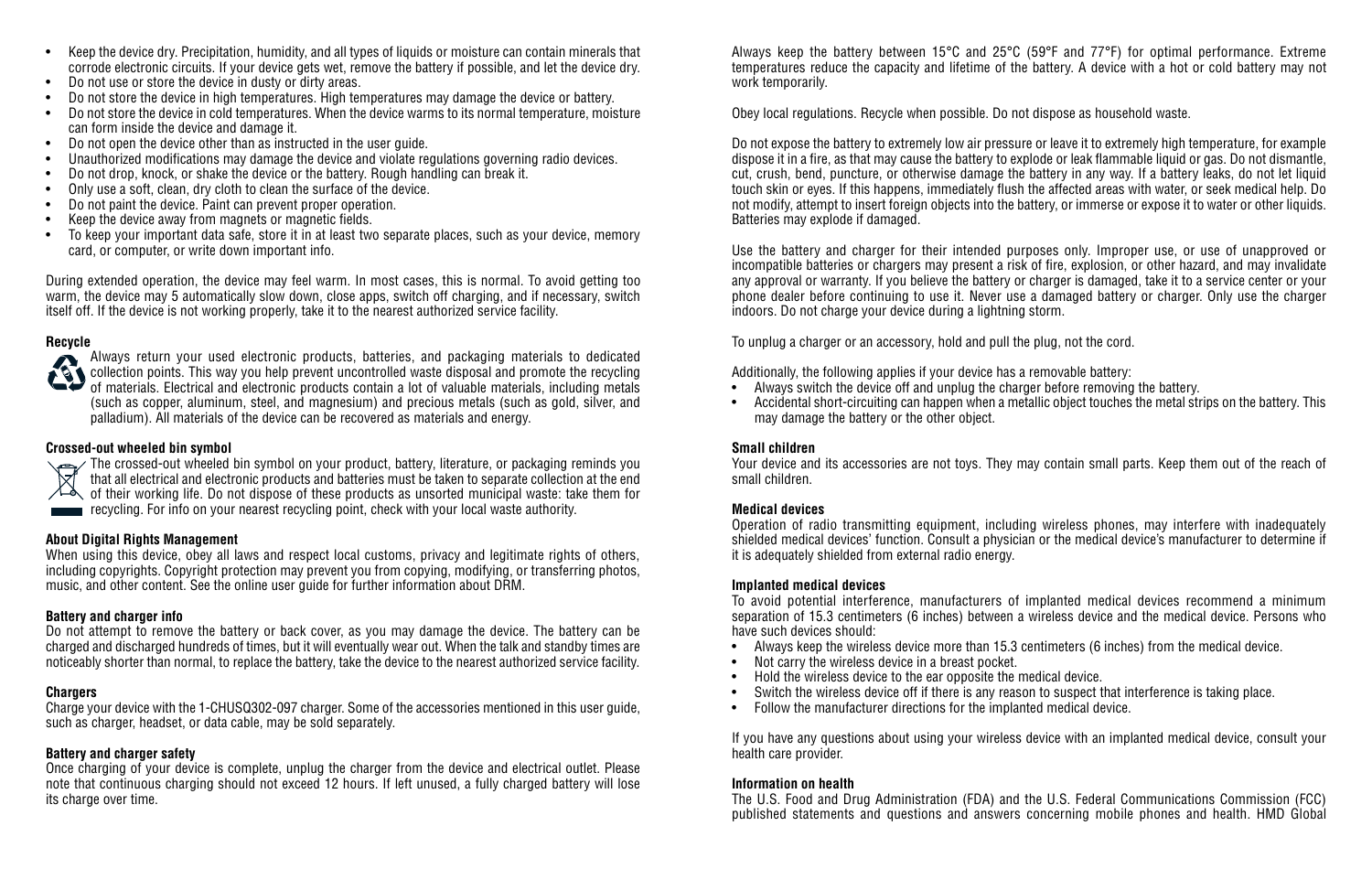- Keep the device dry. Precipitation, humidity, and all types of liquids or moisture can contain minerals that corrode electronic circuits. If your device gets wet, remove the battery if possible, and let the device dry.
- Do not use or store the device in dusty or dirty areas.
- Do not store the device in high temperatures. High temperatures may damage the device or battery.
- Do not store the device in cold temperatures. When the device warms to its normal temperature, moisture can form inside the device and damage it.
- Do not open the device other than as instructed in the user guide.
- Unauthorized modifications may damage the device and violate regulations governing radio devices.
- Do not drop, knock, or shake the device or the battery. Rough handling can break it.
- Only use a soft, clean, dry cloth to clean the surface of the device.
- Do not paint the device. Paint can prevent proper operation.
- Keep the device away from magnets or magnetic fields.
- To keep your important data safe, store it in at least two separate places, such as your device, memory card, or computer, or write down important info.

During extended operation, the device may feel warm. In most cases, this is normal. To avoid getting too warm, the device may 5 automatically slow down, close apps, switch off charging, and if necessary, switch itself off. If the device is not working properly, take it to the nearest authorized service facility.

#### Recycle

Always return your used electronic products, batteries, and packaging materials to dedicated collection points. This way you help prevent uncontrolled waste disposal and promote the recycling of materials. Electrical and electronic products contain a lot of valuable materials, including metals (such as copper, aluminum, steel, and magnesium) and precious metals (such as gold, silver, and palladium). All materials of the device can be recovered as materials and energy.

#### Crossed-out wheeled bin symbol

The crossed-out wheeled bin symbol on your product, battery, literature, or packaging reminds you that all electrical and electronic products and batteries must be taken to separate collection at the end of their working life. Do not dispose of these products as unsorted municipal waste: take them for recycling. For info on your nearest recycling point, check with your local waste authority.

#### About Digital Rights Management

When using this device, obey all laws and respect local customs, privacy and legitimate rights of others, including copyrights. Copyright protection may prevent you from copying, modifying, or transferring photos, music, and other content. See the online user guide for further information about DRM.

#### Battery and charger info

Do not attempt to remove the battery or back cover, as you may damage the device. The battery can be charged and discharged hundreds of times, but it will eventually wear out. When the talk and standby times are noticeably shorter than normal, to replace the battery, take the device to the nearest authorized service facility.

#### Chargers

Charge your device with the 1-CHUSQ302-097 charger. Some of the accessories mentioned in this user guide, such as charger, headset, or data cable, may be sold separately.

#### Battery and charger safety

Once charging of your device is complete, unplug the charger from the device and electrical outlet. Please note that continuous charging should not exceed 12 hours. If left unused, a fully charged battery will lose its charge over time.

Always keep the battery between 15°C and 25°C (59°F and 77°F) for optimal performance. Extreme temperatures reduce the capacity and lifetime of the battery. A device with a hot or cold battery may not work temporarily.

Obey local regulations. Recycle when possible. Do not dispose as household waste.

Do not expose the battery to extremely low air pressure or leave it to extremely high temperature, for example dispose it in a fire, as that may cause the battery to explode or leak flammable liquid or gas. Do not dismantle, cut, crush, bend, puncture, or otherwise damage the battery in any way. If a battery leaks, do not let liquid touch skin or eyes. If this happens, immediately flush the affected areas with water, or seek medical help. Do not modify, attempt to insert foreign objects into the battery, or immerse or expose it to water or other liquids. Batteries may explode if damaged.

Use the battery and charger for their intended purposes only. Improper use, or use of unapproved or incompatible batteries or chargers may present a risk of fire, explosion, or other hazard, and may invalidate any approval or warranty. If you believe the battery or charger is damaged, take it to a service center or your phone dealer before continuing to use it. Never use a damaged battery or charger. Only use the charger indoors. Do not charge your device during a lightning storm.

To unplug a charger or an accessory, hold and pull the plug, not the cord.

Additionally, the following applies if your device has a removable battery:

- Always switch the device off and unplug the charger before removing the battery.
- Accidental short-circuiting can happen when a metallic object touches the metal strips on the battery. This may damage the battery or the other object.

#### Small children

Your device and its accessories are not toys. They may contain small parts. Keep them out of the reach of small children.

#### Medical devices

Operation of radio transmitting equipment, including wireless phones, may interfere with inadequately shielded medical devices' function. Consult a physician or the medical device's manufacturer to determine if it is adequately shielded from external radio energy.

#### Implanted medical devices

To avoid potential interference, manufacturers of implanted medical devices recommend a minimum separation of 15.3 centimeters (6 inches) between a wireless device and the medical device. Persons who have such devices should:

- Always keep the wireless device more than 15.3 centimeters (6 inches) from the medical device.
- Not carry the wireless device in a breast pocket.
- Hold the wireless device to the ear opposite the medical device.
- Switch the wireless device off if there is any reason to suspect that interference is taking place.
- Follow the manufacturer directions for the implanted medical device.

If you have any questions about using your wireless device with an implanted medical device, consult your health care provider.

#### Information on health

The U.S. Food and Drug Administration (FDA) and the U.S. Federal Communications Commission (FCC) published statements and questions and answers concerning mobile phones and health. HMD Global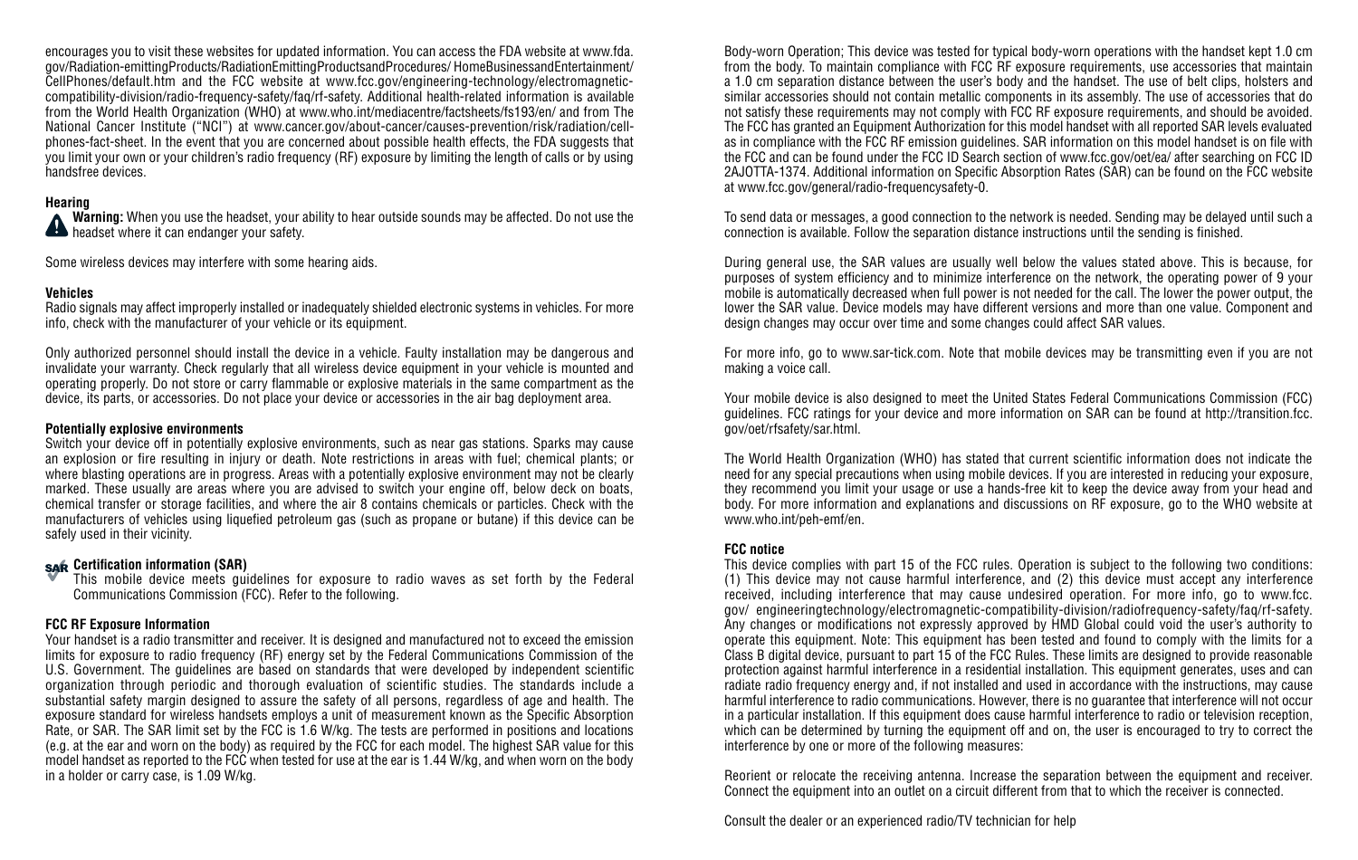encourages you to visit these websites for updated information. You can access the FDA website at www.fda.gov/Radiation-emittingProducts/RadiationEmittingProductsandProcedures/ HomeBusinessandEntertainment/CellPhones/default.htm and the FCC website at www.fcc.gov/engineering-technology/electromagnetic-compatibility-division/radio-frequency-safety/faq/rf-safety. Additional health-related information is available from the World Health Organization (WHO) at www.who.int/mediacentre/factsheets/fs193/en/ and from The National Cancer Institute ("NCI") at www.cancer.gov/about-cancer/causes-prevention/risk/radiation/cell-phones-fact-sheet. In the event that you are concerned about possible health effects, the FDA suggests that you limit your own or your children's radio frequency (RF) exposure by limiting the length of calls or by using handsfree devices.

**Hearing**

**Warning:** When you use the headset, your ability to hear outside sounds may be affected. Do not use the headset where it can endanger your safety.

Some wireless devices may interfere with some hearing aids.

**Vehicles**

Radio signals may affect improperly installed or inadequately shielded electronic systems in vehicles. For more info, check with the manufacturer of your vehicle or its equipment.

Only authorized personnel should install the device in a vehicle. Faulty installation may be dangerous and invalidate your warranty. Check regularly that all wireless device equipment in your vehicle is mounted and operating properly. Do not store or carry flammable or explosive materials in the same compartment as the device, its parts, or accessories. Do not place your device or accessories in the air bag deployment area.

**Potentially explosive environments**

Switch your device off in potentially explosive environments, such as near gas stations. Sparks may cause an explosion or fire resulting in injury or death. Note restrictions in areas with fuel; chemical plants; or where blasting operations are in progress. Areas with a potentially explosive environment may not be clearly marked. These usually are areas where you are advised to switch your engine off, below deck on boats, chemical transfer or storage facilities, and where the air 8 contains chemicals or particles. Check with the manufacturers of vehicles using liquefied petroleum gas (such as propane or butane) if this device can be safely used in their vicinity.

**Certification information (SAR)**

This mobile device meets guidelines for exposure to radio waves as set forth by the Federal Communications Commission (FCC). Refer to the following.

**FCC RF Exposure Information**

Your handset is a radio transmitter and receiver. It is designed and manufactured not to exceed the emission limits for exposure to radio frequency (RF) energy set by the Federal Communications Commission of the U.S. Government. The guidelines are based on standards that were developed by independent scientific organization through periodic and thorough evaluation of scientific studies. The standards include a substantial safety margin designed to assure the safety of all persons, regardless of age and health. The exposure standard for wireless handsets employs a unit of measurement known as the Specific Absorption Rate, or SAR. The SAR limit set by the FCC is 1.6 W/kg. The tests are performed in positions and locations (e.g. at the ear and worn on the body) as required by the FCC for each model. The highest SAR value for this model handset as reported to the FCC when tested for use at the ear is 1.44 W/kg, and when worn on the body in a holder or carry case, is 1.09 W/kg.

Body-worn Operation; This device was tested for typical body-worn operations with the handset kept 1.0 cm from the body. To maintain compliance with FCC RF exposure requirements, use accessories that maintain a 1.0 cm separation distance between the user's body and the handset. The use of belt clips, holsters and similar accessories should not contain metallic components in its assembly. The use of accessories that do not satisfy these requirements may not comply with FCC RF exposure requirements, and should be avoided. The FCC has granted an Equipment Authorization for this model handset with all reported SAR levels evaluated as in compliance with the FCC RF emission guidelines. SAR information on this model handset is on file with the FCC and can be found under the FCC ID Search section of www.fcc.gov/oet/ea/ after searching on FCC ID 2AJOTTA-1374. Additional information on Specific Absorption Rates (SAR) can be found on the FCC website at www.fcc.gov/general/radio-frequencysafety-0.

To send data or messages, a good connection to the network is needed. Sending may be delayed until such a connection is available. Follow the separation distance instructions until the sending is finished.

During general use, the SAR values are usually well below the values stated above. This is because, for purposes of system efficiency and to minimize interference on the network, the operating power of 9 your mobile is automatically decreased when full power is not needed for the call. The lower the power output, the lower the SAR value. Device models may have different versions and more than one value. Component and design changes may occur over time and some changes could affect SAR values.

For more info, go to www.sar-tick.com. Note that mobile devices may be transmitting even if you are not making a voice call.

Your mobile device is also designed to meet the United States Federal Communications Commission (FCC) guidelines. FCC ratings for your device and more information on SAR can be found at http://transition.fcc.gov/oet/rfsafety/sar.html.

The World Health Organization (WHO) has stated that current scientific information does not indicate the need for any special precautions when using mobile devices. If you are interested in reducing your exposure, they recommend you limit your usage or use a hands-free kit to keep the device away from your head and body. For more information and explanations and discussions on RF exposure, go to the WHO website at www.who.int/peh-emf/en.

**FCC notice**

This device complies with part 15 of the FCC rules. Operation is subject to the following two conditions: (1) This device may not cause harmful interference, and (2) this device must accept any interference received, including interference that may cause undesired operation. For more info, go to www.fcc.gov/ engineeringtechnology/electromagnetic-compatibility-division/radiofrequency-safety/faq/rf-safety. Any changes or modifications not expressly approved by HMD Global could void the user's authority to operate this equipment. Note: This equipment has been tested and found to comply with the limits for a Class B digital device, pursuant to part 15 of the FCC Rules. These limits are designed to provide reasonable protection against harmful interference in a residential installation. This equipment generates, uses and can radiate radio frequency energy and, if not installed and used in accordance with the instructions, may cause harmful interference to radio communications. However, there is no guarantee that interference will not occur in a particular installation. If this equipment does cause harmful interference to radio or television reception, which can be determined by turning the equipment off and on, the user is encouraged to try to correct the interference by one or more of the following measures:

Reorient or relocate the receiving antenna. Increase the separation between the equipment and receiver. Connect the equipment into an outlet on a circuit different from that to which the receiver is connected.

Consult the dealer or an experienced radio/TV technician for help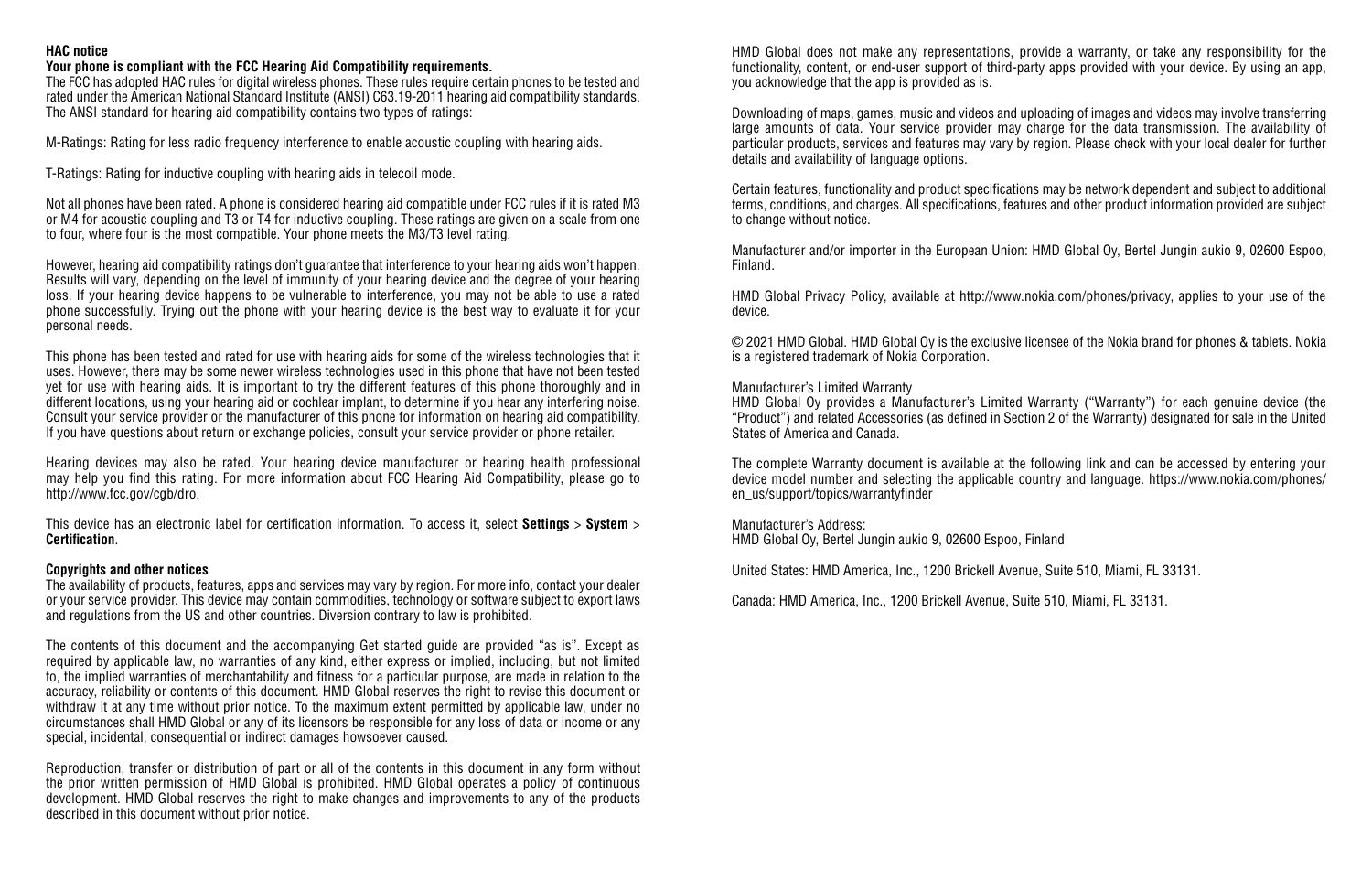**HAC notice**

**Your phone is compliant with the FCC Hearing Aid Compatibility requirements.**

The FCC has adopted HAC rules for digital wireless phones. These rules require certain phones to be tested and rated under the American National Standard Institute (ANSI) C63.19-2011 hearing aid compatibility standards. The ANSI standard for hearing aid compatibility contains two types of ratings:

M-Ratings: Rating for less radio frequency interference to enable acoustic coupling with hearing aids.

T-Ratings: Rating for inductive coupling with hearing aids in telecoil mode.

Not all phones have been rated. A phone is considered hearing aid compatible under FCC rules if it is rated M3 or M4 for acoustic coupling and T3 or T4 for inductive coupling. These ratings are given on a scale from one to four, where four is the most compatible. Your phone meets the M3/T3 level rating.

However, hearing aid compatibility ratings don't guarantee that interference to your hearing aids won't happen. Results will vary, depending on the level of immunity of your hearing device and the degree of your hearing loss. If your hearing device happens to be vulnerable to interference, you may not be able to use a rated phone successfully. Trying out the phone with your hearing device is the best way to evaluate it for your personal needs.

This phone has been tested and rated for use with hearing aids for some of the wireless technologies that it uses. However, there may be some newer wireless technologies used in this phone that have not been tested yet for use with hearing aids. It is important to try the different features of this phone thoroughly and in different locations, using your hearing aid or cochlear implant, to determine if you hear any interfering noise. Consult your service provider or the manufacturer of this phone for information on hearing aid compatibility. If you have questions about return or exchange policies, consult your service provider or phone retailer.

Hearing devices may also be rated. Your hearing device manufacturer or hearing health professional may help you find this rating. For more information about FCC Hearing Aid Compatibility, please go to http://www.fcc.gov/cgb/dro.

This device has an electronic label for certification information. To access it, select **Settings** > **System** > **Certification**.

**Copyrights and other notices**

The availability of products, features, apps and services may vary by region. For more info, contact your dealer or your service provider. This device may contain commodities, technology or software subject to export laws and regulations from the US and other countries. Diversion contrary to law is prohibited.

The contents of this document and the accompanying Get started guide are provided "as is". Except as required by applicable law, no warranties of any kind, either express or implied, including, but not limited to, the implied warranties of merchantability and fitness for a particular purpose, are made in relation to the accuracy, reliability or contents of this document. HMD Global reserves the right to revise this document or withdraw it at any time without prior notice. To the maximum extent permitted by applicable law, under no circumstances shall HMD Global or any of its licensors be responsible for any loss of data or income or any special, incidental, consequential or indirect damages howsoever caused.

Reproduction, transfer or distribution of part or all of the contents in this document in any form without the prior written permission of HMD Global is prohibited. HMD Global operates a policy of continuous development. HMD Global reserves the right to make changes and improvements to any of the products described in this document without prior notice.

HMD Global does not make any representations, provide a warranty, or take any responsibility for the functionality, content, or end-user support of third-party apps provided with your device. By using an app, you acknowledge that the app is provided as is.

Downloading of maps, games, music and videos and uploading of images and videos may involve transferring large amounts of data. Your service provider may charge for the data transmission. The availability of particular products, services and features may vary by region. Please check with your local dealer for further details and availability of language options.

Certain features, functionality and product specifications may be network dependent and subject to additional terms, conditions, and charges. All specifications, features and other product information provided are subject to change without notice.

Manufacturer and/or importer in the European Union: HMD Global Oy, Bertel Jungin aukio 9, 02600 Espoo, Finland.

HMD Global Privacy Policy, available at http://www.nokia.com/phones/privacy, applies to your use of the device.

© 2021 HMD Global. HMD Global Oy is the exclusive licensee of the Nokia brand for phones & tablets. Nokia is a registered trademark of Nokia Corporation.

Manufacturer's Limited Warranty

HMD Global Oy provides a Manufacturer's Limited Warranty ("Warranty") for each genuine device (the "Product") and related Accessories (as defined in Section 2 of the Warranty) designated for sale in the United States of America and Canada.

The complete Warranty document is available at the following link and can be accessed by entering your device model number and selecting the applicable country and language. https://www.nokia.com/phones/en_us/support/topics/warrantyfinder

Manufacturer's Address:
HMD Global Oy, Bertel Jungin aukio 9, 02600 Espoo, Finland

United States: HMD America, Inc., 1200 Brickell Avenue, Suite 510, Miami, FL 33131.

Canada: HMD America, Inc., 1200 Brickell Avenue, Suite 510, Miami, FL 33131.